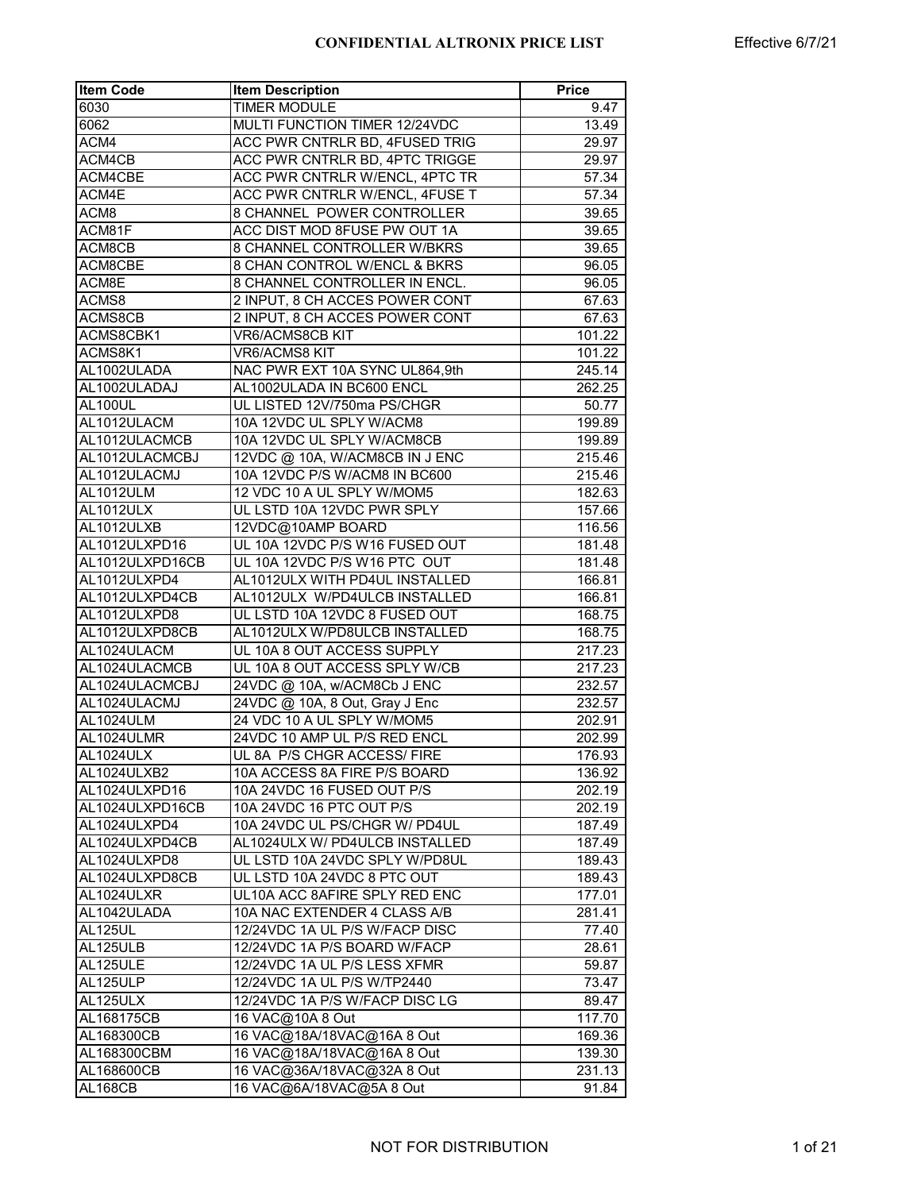# CONFIDENTIAL ALTRONIX PRICE LIST

Effective 6/7/21

| Item Code | Item Description | Price |
|---|---|---|
| 6030 | TIMER MODULE | 9.47 |
| 6062 | MULTI FUNCTION TIMER 12/24VDC | 13.49 |
| ACM4 | ACC PWR CNTRLR BD, 4FUSED TRIG | 29.97 |
| ACM4CB | ACC PWR CNTRLR BD, 4PTC TRIGGE | 29.97 |
| ACM4CBE | ACC PWR CNTRLR W/ENCL, 4PTC TR | 57.34 |
| ACM4E | ACC PWR CNTRLR W/ENCL, 4FUSE T | 57.34 |
| ACM8 | 8 CHANNEL POWER CONTROLLER | 39.65 |
| ACM81F | ACC DIST MOD 8FUSE PW OUT 1A | 39.65 |
| ACM8CB | 8 CHANNEL CONTROLLER W/BKRS | 39.65 |
| ACM8CBE | 8 CHAN CONTROL W/ENCL & BKRS | 96.05 |
| ACM8E | 8 CHANNEL CONTROLLER IN ENCL. | 96.05 |
| ACMS8 | 2 INPUT, 8 CH ACCES POWER CONT | 67.63 |
| ACMS8CB | 2 INPUT, 8 CH ACCES POWER CONT | 67.63 |
| ACMS8CBK1 | VR6/ACMS8CB KIT | 101.22 |
| ACMS8K1 | VR6/ACMS8 KIT | 101.22 |
| AL1002ULADA | NAC PWR EXT 10A SYNC UL864,9th | 245.14 |
| AL1002ULADAJ | AL1002ULADA IN BC600 ENCL | 262.25 |
| AL100UL | UL LISTED 12V/750ma PS/CHGR | 50.77 |
| AL1012ULACM | 10A 12VDC UL SPLY W/ACM8 | 199.89 |
| AL1012ULACMCB | 10A 12VDC UL SPLY W/ACM8CB | 199.89 |
| AL1012ULACMCBJ | 12VDC @ 10A, W/ACM8CB IN J ENC | 215.46 |
| AL1012ULACMJ | 10A 12VDC P/S W/ACM8 IN BC600 | 215.46 |
| AL1012ULM | 12 VDC 10 A UL SPLY W/MOM5 | 182.63 |
| AL1012ULX | UL LSTD 10A 12VDC PWR SPLY | 157.66 |
| AL1012ULXB | 12VDC@10AMP BOARD | 116.56 |
| AL1012ULXPD16 | UL 10A 12VDC P/S W16 FUSED OUT | 181.48 |
| AL1012ULXPD16CB | UL 10A 12VDC P/S W16 PTC OUT | 181.48 |
| AL1012ULXPD4 | AL1012ULX WITH PD4UL INSTALLED | 166.81 |
| AL1012ULXPD4CB | AL1012ULX W/PD4ULCB INSTALLED | 166.81 |
| AL1012ULXPD8 | UL LSTD 10A 12VDC 8 FUSED OUT | 168.75 |
| AL1012ULXPD8CB | AL1012ULX W/PD8ULCB INSTALLED | 168.75 |
| AL1024ULACM | UL 10A 8 OUT ACCESS SUPPLY | 217.23 |
| AL1024ULACMCB | UL 10A 8 OUT ACCESS SPLY W/CB | 217.23 |
| AL1024ULACMCBJ | 24VDC @ 10A, w/ACM8Cb J ENC | 232.57 |
| AL1024ULACMJ | 24VDC @ 10A, 8 Out, Gray J Enc | 232.57 |
| AL1024ULM | 24 VDC 10 A UL SPLY W/MOM5 | 202.91 |
| AL1024ULMR | 24VDC 10 AMP UL P/S RED ENCL | 202.99 |
| AL1024ULX | UL 8A P/S CHGR ACCESS/ FIRE | 176.93 |
| AL1024ULXB2 | 10A ACCESS 8A FIRE P/S BOARD | 136.92 |
| AL1024ULXPD16 | 10A 24VDC 16 FUSED OUT P/S | 202.19 |
| AL1024ULXPD16CB | 10A 24VDC 16 PTC OUT P/S | 202.19 |
| AL1024ULXPD4 | 10A 24VDC UL PS/CHGR W/ PD4UL | 187.49 |
| AL1024ULXPD4CB | AL1024ULX W/ PD4ULCB INSTALLED | 187.49 |
| AL1024ULXPD8 | UL LSTD 10A 24VDC SPLY W/PD8UL | 189.43 |
| AL1024ULXPD8CB | UL LSTD 10A 24VDC 8 PTC OUT | 189.43 |
| AL1024ULXR | UL10A ACC 8AFIRE SPLY RED ENC | 177.01 |
| AL1042ULADA | 10A NAC EXTENDER 4 CLASS A/B | 281.41 |
| AL125UL | 12/24VDC 1A UL P/S W/FACP DISC | 77.40 |
| AL125ULB | 12/24VDC 1A P/S BOARD W/FACP | 28.61 |
| AL125ULE | 12/24VDC 1A UL P/S LESS XFMR | 59.87 |
| AL125ULP | 12/24VDC 1A UL P/S W/TP2440 | 73.47 |
| AL125ULX | 12/24VDC 1A P/S W/FACP DISC LG | 89.47 |
| AL168175CB | 16 VAC@10A 8 Out | 117.70 |
| AL168300CB | 16 VAC@18A/18VAC@16A 8 Out | 169.36 |
| AL168300CBM | 16 VAC@18A/18VAC@16A 8 Out | 139.30 |
| AL168600CB | 16 VAC@36A/18VAC@32A 8 Out | 231.13 |
| AL168CB | 16 VAC@6A/18VAC@5A 8 Out | 91.84 |

NOT FOR DISTRIBUTION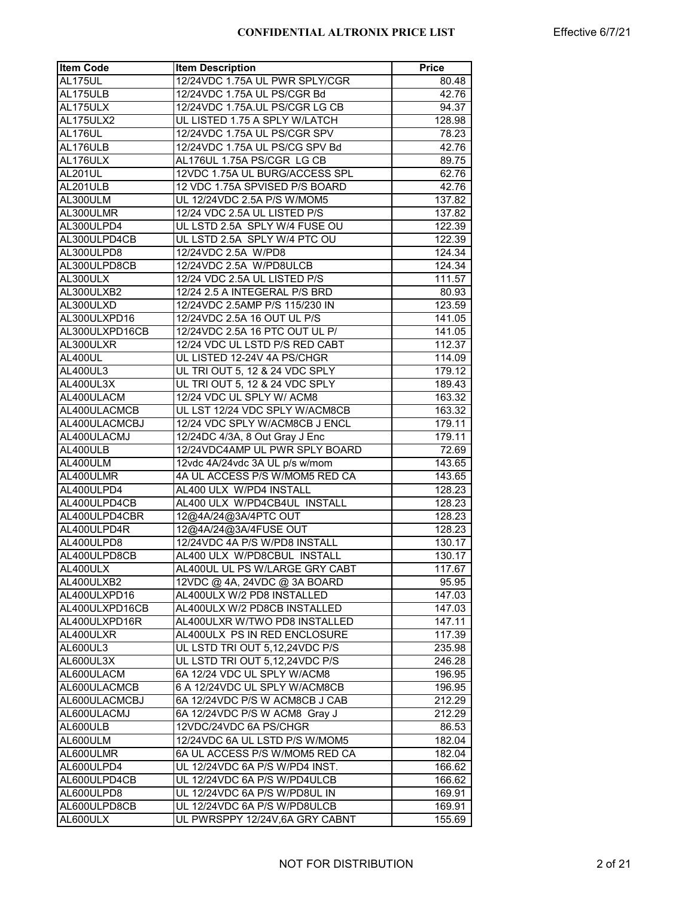| Item Code | Item Description | Price |
|---|---|---|
| AL175UL | 12/24VDC 1.75A UL PWR SPLY/CGR | 80.48 |
| AL175ULB | 12/24VDC 1.75A UL PS/CGR Bd | 42.76 |
| AL175ULX | 12/24VDC 1.75A.UL PS/CGR LG CB | 94.37 |
| AL175ULX2 | UL LISTED 1.75 A SPLY W/LATCH | 128.98 |
| AL176UL | 12/24VDC 1.75A UL PS/CGR SPV | 78.23 |
| AL176ULB | 12/24VDC 1.75A UL PS/CG SPV Bd | 42.76 |
| AL176ULX | AL176UL 1.75A PS/CGR LG CB | 89.75 |
| AL201UL | 12VDC 1.75A UL BURG/ACCESS SPL | 62.76 |
| AL201ULB | 12 VDC 1.75A SPVISED P/S BOARD | 42.76 |
| AL300ULM | UL 12/24VDC 2.5A P/S W/MOM5 | 137.82 |
| AL300ULMR | 12/24 VDC 2.5A UL LISTED P/S | 137.82 |
| AL300ULPD4 | UL LSTD 2.5A SPLY W/4 FUSE OU | 122.39 |
| AL300ULPD4CB | UL LSTD 2.5A SPLY W/4 PTC OU | 122.39 |
| AL300ULPD8 | 12/24VDC 2.5A W/PD8 | 124.34 |
| AL300ULPD8CB | 12/24VDC 2.5A W/PD8ULCB | 124.34 |
| AL300ULX | 12/24 VDC 2.5A UL LISTED P/S | 111.57 |
| AL300ULXB2 | 12/24 2.5 A INTEGERAL P/S BRD | 80.93 |
| AL300ULXD | 12/24VDC 2.5AMP P/S 115/230 IN | 123.59 |
| AL300ULXPD16 | 12/24VDC 2.5A 16 OUT UL P/S | 141.05 |
| AL300ULXPD16CB | 12/24VDC 2.5A 16 PTC OUT UL P/ | 141.05 |
| AL300ULXR | 12/24 VDC UL LSTD P/S RED CABT | 112.37 |
| AL400UL | UL LISTED 12-24V 4A PS/CHGR | 114.09 |
| AL400UL3 | UL TRI OUT 5, 12 & 24 VDC SPLY | 179.12 |
| AL400UL3X | UL TRI OUT 5, 12 & 24 VDC SPLY | 189.43 |
| AL400ULACM | 12/24 VDC UL SPLY W/ ACM8 | 163.32 |
| AL400ULACMCB | UL LST 12/24 VDC SPLY W/ACM8CB | 163.32 |
| AL400ULACMCBJ | 12/24 VDC SPLY W/ACM8CB J ENCL | 179.11 |
| AL400ULACMJ | 12/24DC 4/3A, 8 Out Gray J Enc | 179.11 |
| AL400ULB | 12/24VDC4AMP UL PWR SPLY BOARD | 72.69 |
| AL400ULM | 12vdc 4A/24vdc 3A UL p/s w/mom | 143.65 |
| AL400ULMR | 4A UL ACCESS P/S W/MOM5 RED CA | 143.65 |
| AL400ULPD4 | AL400 ULX W/PD4 INSTALL | 128.23 |
| AL400ULPD4CB | AL400 ULX W/PD4CB4UL INSTALL | 128.23 |
| AL400ULPD4CBR | 12@4A/24@3A/4PTC OUT | 128.23 |
| AL400ULPD4R | 12@4A/24@3A/4FUSE OUT | 128.23 |
| AL400ULPD8 | 12/24VDC 4A P/S W/PD8 INSTALL | 130.17 |
| AL400ULPD8CB | AL400 ULX W/PD8CBUL INSTALL | 130.17 |
| AL400ULX | AL400UL UL PS W/LARGE GRY CABT | 117.67 |
| AL400ULXB2 | 12VDC @ 4A, 24VDC @ 3A BOARD | 95.95 |
| AL400ULXPD16 | AL400ULX W/2 PD8 INSTALLED | 147.03 |
| AL400ULXPD16CB | AL400ULX W/2 PD8CB INSTALLED | 147.03 |
| AL400ULXPD16R | AL400ULXR W/TWO PD8 INSTALLED | 147.11 |
| AL400ULXR | AL400ULX PS IN RED ENCLOSURE | 117.39 |
| AL600UL3 | UL LSTD TRI OUT 5,12,24VDC P/S | 235.98 |
| AL600UL3X | UL LSTD TRI OUT 5,12,24VDC P/S | 246.28 |
| AL600ULACM | 6A 12/24 VDC UL SPLY W/ACM8 | 196.95 |
| AL600ULACMCB | 6 A 12/24VDC UL SPLY W/ACM8CB | 196.95 |
| AL600ULACMCBJ | 6A 12/24VDC P/S W ACM8CB J CAB | 212.29 |
| AL600ULACMJ | 6A 12/24VDC P/S W ACM8 Gray J | 212.29 |
| AL600ULB | 12VDC/24VDC 6A PS/CHGR | 86.53 |
| AL600ULM | 12/24VDC 6A UL LSTD P/S W/MOM5 | 182.04 |
| AL600ULMR | 6A UL ACCESS P/S W/MOM5 RED CA | 182.04 |
| AL600ULPD4 | UL 12/24VDC 6A P/S W/PD4 INST. | 166.62 |
| AL600ULPD4CB | UL 12/24VDC 6A P/S W/PD4ULCB | 166.62 |
| AL600ULPD8 | UL 12/24VDC 6A P/S W/PD8UL IN | 169.91 |
| AL600ULPD8CB | UL 12/24VDC 6A P/S W/PD8ULCB | 169.91 |
| AL600ULX | UL PWRSPPY 12/24V,6A GRY CABNT | 155.69 |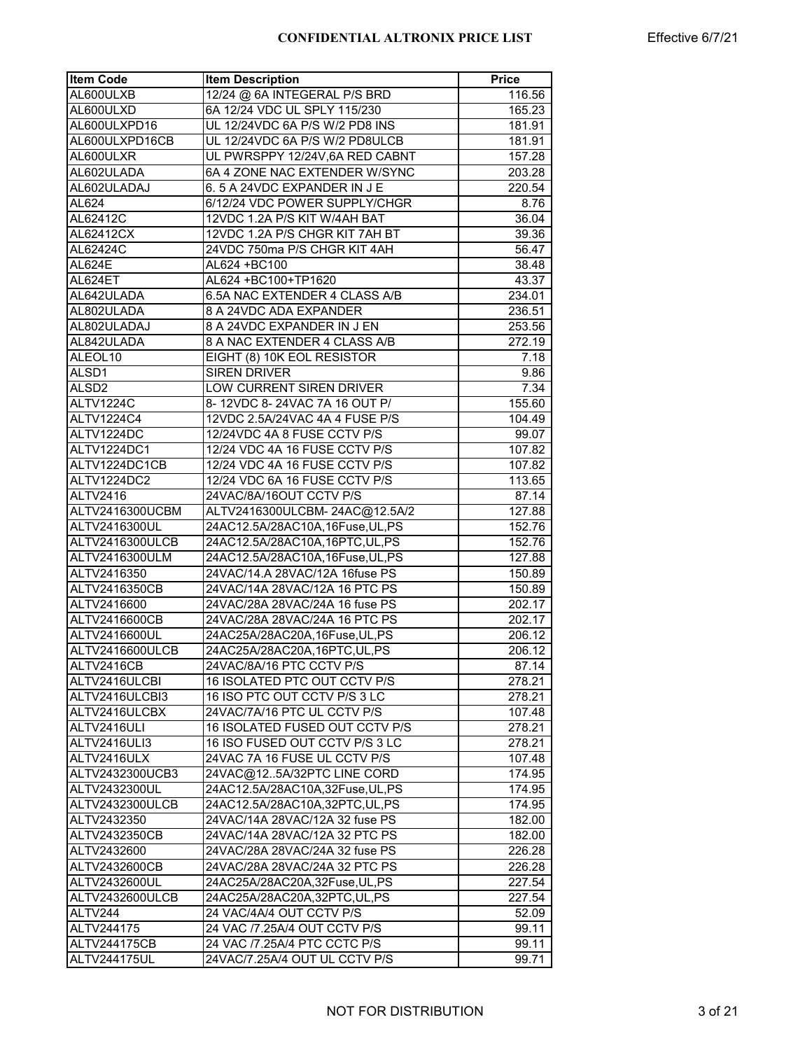| Item Code | Item Description | Price |
|---|---|---|
| AL600ULXB | 12/24 @ 6A INTEGERAL P/S BRD | 116.56 |
| AL600ULXD | 6A 12/24 VDC UL SPLY 115/230 | 165.23 |
| AL600ULXPD16 | UL 12/24VDC 6A P/S W/2 PD8 INS | 181.91 |
| AL600ULXPD16CB | UL 12/24VDC 6A P/S W/2 PD8ULCB | 181.91 |
| AL600ULXR | UL PWRSPPY 12/24V,6A RED CABNT | 157.28 |
| AL602ULADA | 6A 4 ZONE NAC EXTENDER W/SYNC | 203.28 |
| AL602ULADAJ | 6. 5 A 24VDC EXPANDER IN J E | 220.54 |
| AL624 | 6/12/24 VDC POWER SUPPLY/CHGR | 8.76 |
| AL62412C | 12VDC 1.2A P/S KIT W/4AH BAT | 36.04 |
| AL62412CX | 12VDC 1.2A P/S CHGR KIT 7AH BT | 39.36 |
| AL62424C | 24VDC 750ma P/S CHGR KIT 4AH | 56.47 |
| AL624E | AL624 +BC100 | 38.48 |
| AL624ET | AL624 +BC100+TP1620 | 43.37 |
| AL642ULADA | 6.5A NAC EXTENDER 4 CLASS A/B | 234.01 |
| AL802ULADA | 8 A 24VDC ADA EXPANDER | 236.51 |
| AL802ULADAJ | 8 A 24VDC EXPANDER IN J EN | 253.56 |
| AL842ULADA | 8 A NAC EXTENDER 4 CLASS A/B | 272.19 |
| ALEOL10 | EIGHT (8) 10K EOL RESISTOR | 7.18 |
| ALSD1 | SIREN DRIVER | 9.86 |
| ALSD2 | LOW CURRENT SIREN DRIVER | 7.34 |
| ALTV1224C | 8- 12VDC 8- 24VAC 7A 16 OUT P/ | 155.60 |
| ALTV1224C4 | 12VDC 2.5A/24VAC 4A 4 FUSE P/S | 104.49 |
| ALTV1224DC | 12/24VDC 4A 8 FUSE CCTV P/S | 99.07 |
| ALTV1224DC1 | 12/24 VDC 4A 16 FUSE CCTV P/S | 107.82 |
| ALTV1224DC1CB | 12/24 VDC 4A 16 FUSE CCTV P/S | 107.82 |
| ALTV1224DC2 | 12/24 VDC 6A 16 FUSE CCTV P/S | 113.65 |
| ALTV2416 | 24VAC/8A/16OUT CCTV P/S | 87.14 |
| ALTV2416300UCBM | ALTV2416300ULCBM- 24AC@12.5A/2 | 127.88 |
| ALTV2416300UL | 24AC12.5A/28AC10A,16Fuse,UL,PS | 152.76 |
| ALTV2416300ULCB | 24AC12.5A/28AC10A,16PTC,UL,PS | 152.76 |
| ALTV2416300ULM | 24AC12.5A/28AC10A,16Fuse,UL,PS | 127.88 |
| ALTV2416350 | 24VAC/14.A 28VAC/12A 16fuse PS | 150.89 |
| ALTV2416350CB | 24VAC/14A 28VAC/12A 16 PTC PS | 150.89 |
| ALTV2416600 | 24VAC/28A 28VAC/24A 16 fuse PS | 202.17 |
| ALTV2416600CB | 24VAC/28A 28VAC/24A 16 PTC PS | 202.17 |
| ALTV2416600UL | 24AC25A/28AC20A,16Fuse,UL,PS | 206.12 |
| ALTV2416600ULCB | 24AC25A/28AC20A,16PTC,UL,PS | 206.12 |
| ALTV2416CB | 24VAC/8A/16 PTC CCTV P/S | 87.14 |
| ALTV2416ULCBI | 16 ISOLATED PTC OUT CCTV P/S | 278.21 |
| ALTV2416ULCBI3 | 16 ISO PTC OUT CCTV P/S 3 LC | 278.21 |
| ALTV2416ULCBX | 24VAC/7A/16 PTC UL CCTV P/S | 107.48 |
| ALTV2416ULI | 16 ISOLATED FUSED OUT CCTV P/S | 278.21 |
| ALTV2416ULI3 | 16 ISO FUSED OUT CCTV P/S 3 LC | 278.21 |
| ALTV2416ULX | 24VAC 7A 16 FUSE UL CCTV P/S | 107.48 |
| ALTV2432300UCB3 | 24VAC@12..5A/32PTC LINE CORD | 174.95 |
| ALTV2432300UL | 24AC12.5A/28AC10A,32Fuse,UL,PS | 174.95 |
| ALTV2432300ULCB | 24AC12.5A/28AC10A,32PTC,UL,PS | 174.95 |
| ALTV2432350 | 24VAC/14A 28VAC/12A 32 fuse PS | 182.00 |
| ALTV2432350CB | 24VAC/14A 28VAC/12A 32 PTC PS | 182.00 |
| ALTV2432600 | 24VAC/28A 28VAC/24A 32 fuse PS | 226.28 |
| ALTV2432600CB | 24VAC/28A 28VAC/24A 32 PTC PS | 226.28 |
| ALTV2432600UL | 24AC25A/28AC20A,32Fuse,UL,PS | 227.54 |
| ALTV2432600ULCB | 24AC25A/28AC20A,32PTC,UL,PS | 227.54 |
| ALTV244 | 24 VAC/4A/4 OUT CCTV P/S | 52.09 |
| ALTV244175 | 24 VAC /7.25A/4 OUT CCTV P/S | 99.11 |
| ALTV244175CB | 24 VAC /7.25A/4 PTC CCTC P/S | 99.11 |
| ALTV244175UL | 24VAC/7.25A/4 OUT UL CCTV P/S | 99.71 |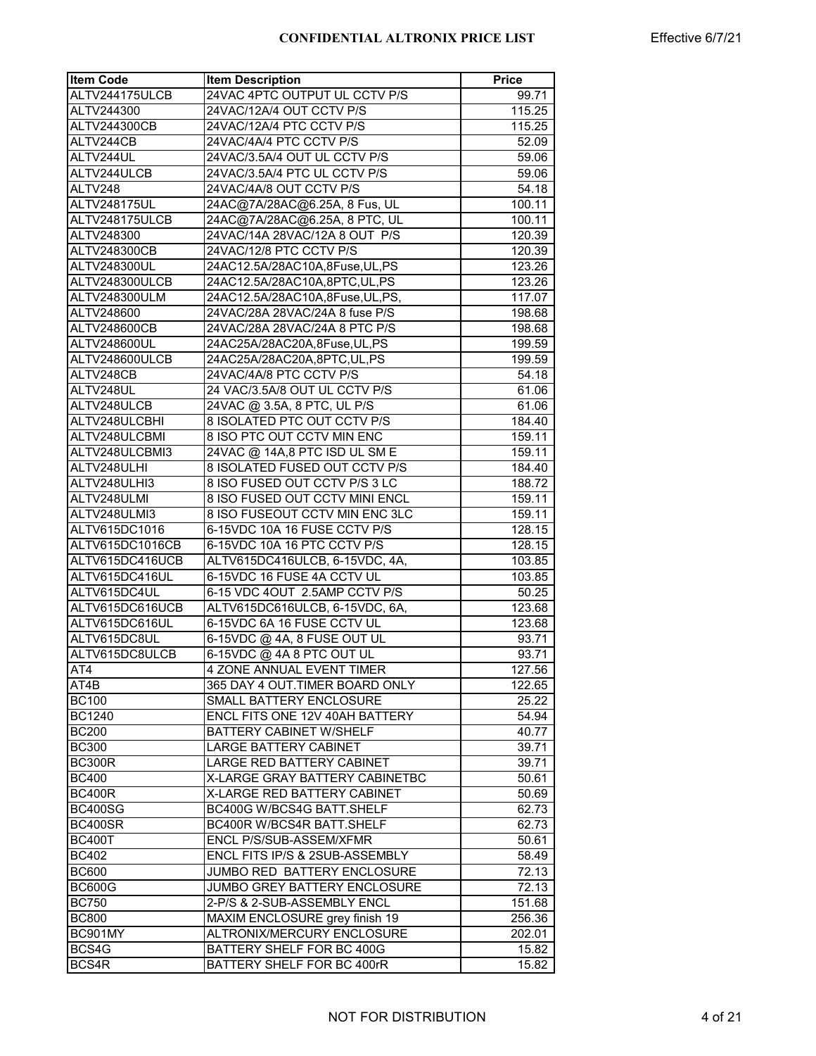| Item Code | Item Description | Price |
|---|---|---|
| ALTV244175ULCB | 24VAC 4PTC OUTPUT UL CCTV P/S | 99.71 |
| ALTV244300 | 24VAC/12A/4 OUT CCTV P/S | 115.25 |
| ALTV244300CB | 24VAC/12A/4 PTC CCTV P/S | 115.25 |
| ALTV244CB | 24VAC/4A/4 PTC CCTV P/S | 52.09 |
| ALTV244UL | 24VAC/3.5A/4 OUT UL CCTV P/S | 59.06 |
| ALTV244ULCB | 24VAC/3.5A/4 PTC UL CCTV P/S | 59.06 |
| ALTV248 | 24VAC/4A/8 OUT CCTV P/S | 54.18 |
| ALTV248175UL | 24AC@7A/28AC@6.25A, 8 Fus, UL | 100.11 |
| ALTV248175ULCB | 24AC@7A/28AC@6.25A, 8 PTC, UL | 100.11 |
| ALTV248300 | 24VAC/14A 28VAC/12A 8 OUT P/S | 120.39 |
| ALTV248300CB | 24VAC/12/8 PTC CCTV P/S | 120.39 |
| ALTV248300UL | 24AC12.5A/28AC10A,8Fuse,UL,PS | 123.26 |
| ALTV248300ULCB | 24AC12.5A/28AC10A,8PTC,UL,PS | 123.26 |
| ALTV248300ULM | 24AC12.5A/28AC10A,8Fuse,UL,PS, | 117.07 |
| ALTV248600 | 24VAC/28A 28VAC/24A 8 fuse P/S | 198.68 |
| ALTV248600CB | 24VAC/28A 28VAC/24A 8 PTC P/S | 198.68 |
| ALTV248600UL | 24AC25A/28AC20A,8Fuse,UL,PS | 199.59 |
| ALTV248600ULCB | 24AC25A/28AC20A,8PTC,UL,PS | 199.59 |
| ALTV248CB | 24VAC/4A/8 PTC CCTV P/S | 54.18 |
| ALTV248UL | 24 VAC/3.5A/8 OUT UL CCTV P/S | 61.06 |
| ALTV248ULCB | 24VAC @ 3.5A, 8 PTC, UL P/S | 61.06 |
| ALTV248ULCBHI | 8 ISOLATED PTC OUT CCTV P/S | 184.40 |
| ALTV248ULCBMI | 8 ISO PTC OUT CCTV MIN ENC | 159.11 |
| ALTV248ULCBMI3 | 24VAC @ 14A,8 PTC ISD UL SM E | 159.11 |
| ALTV248ULHI | 8 ISOLATED FUSED OUT CCTV P/S | 184.40 |
| ALTV248ULHI3 | 8 ISO FUSED OUT CCTV P/S 3 LC | 188.72 |
| ALTV248ULMI | 8 ISO FUSED OUT CCTV MINI ENCL | 159.11 |
| ALTV248ULMI3 | 8 ISO FUSEOUT CCTV MIN ENC 3LC | 159.11 |
| ALTV615DC1016 | 6-15VDC 10A 16 FUSE CCTV P/S | 128.15 |
| ALTV615DC1016CB | 6-15VDC 10A 16 PTC CCTV P/S | 128.15 |
| ALTV615DC416UCB | ALTV615DC416ULCB, 6-15VDC, 4A, | 103.85 |
| ALTV615DC416UL | 6-15VDC 16 FUSE 4A CCTV UL | 103.85 |
| ALTV615DC4UL | 6-15 VDC 4OUT 2.5AMP CCTV P/S | 50.25 |
| ALTV615DC616UCB | ALTV615DC616ULCB, 6-15VDC, 6A, | 123.68 |
| ALTV615DC616UL | 6-15VDC 6A 16 FUSE CCTV UL | 123.68 |
| ALTV615DC8UL | 6-15VDC @ 4A, 8 FUSE OUT UL | 93.71 |
| ALTV615DC8ULCB | 6-15VDC @ 4A 8 PTC OUT UL | 93.71 |
| AT4 | 4 ZONE ANNUAL EVENT TIMER | 127.56 |
| AT4B | 365 DAY 4 OUT.TIMER BOARD ONLY | 122.65 |
| BC100 | SMALL BATTERY ENCLOSURE | 25.22 |
| BC1240 | ENCL FITS ONE 12V 40AH BATTERY | 54.94 |
| BC200 | BATTERY CABINET W/SHELF | 40.77 |
| BC300 | LARGE BATTERY CABINET | 39.71 |
| BC300R | LARGE RED BATTERY CABINET | 39.71 |
| BC400 | X-LARGE GRAY BATTERY CABINETBC | 50.61 |
| BC400R | X-LARGE RED BATTERY CABINET | 50.69 |
| BC400SG | BC400G W/BCS4G BATT.SHELF | 62.73 |
| BC400SR | BC400R W/BCS4R BATT.SHELF | 62.73 |
| BC400T | ENCL P/S/SUB-ASSEM/XFMR | 50.61 |
| BC402 | ENCL FITS IP/S & 2SUB-ASSEMBLY | 58.49 |
| BC600 | JUMBO RED BATTERY ENCLOSURE | 72.13 |
| BC600G | JUMBO GREY BATTERY ENCLOSURE | 72.13 |
| BC750 | 2-P/S & 2-SUB-ASSEMBLY ENCL | 151.68 |
| BC800 | MAXIM ENCLOSURE grey finish 19 | 256.36 |
| BC901MY | ALTRONIX/MERCURY ENCLOSURE | 202.01 |
| BCS4G | BATTERY SHELF FOR BC 400G | 15.82 |
| BCS4R | BATTERY SHELF FOR BC 400rR | 15.82 |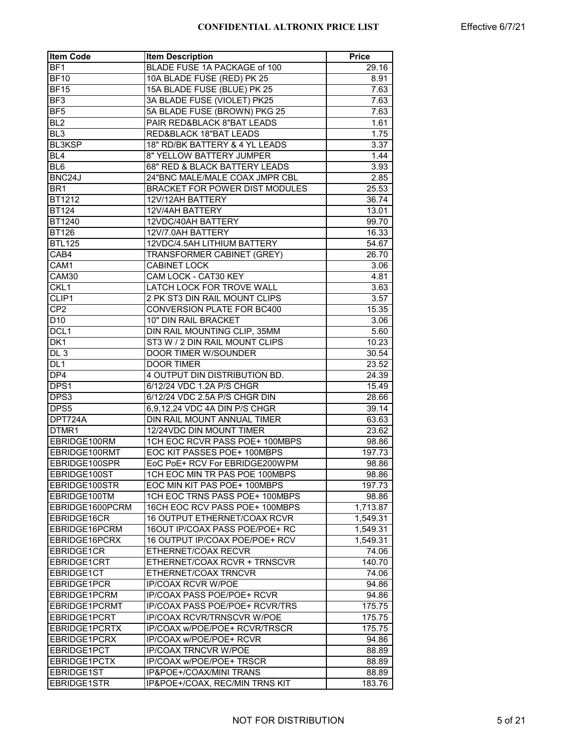| Item Code | Item Description | Price |
|---|---|---|
| BF1 | BLADE FUSE 1A PACKAGE of 100 | 29.16 |
| BF10 | 10A BLADE FUSE (RED) PK 25 | 8.91 |
| BF15 | 15A BLADE FUSE (BLUE) PK 25 | 7.63 |
| BF3 | 3A BLADE FUSE (VIOLET) PK25 | 7.63 |
| BF5 | 5A BLADE FUSE (BROWN) PKG 25 | 7.63 |
| BL2 | PAIR RED&BLACK 8"BAT LEADS | 1.61 |
| BL3 | RED&BLACK 18"BAT LEADS | 1.75 |
| BL3KSP | 18" RD/BK BATTERY & 4 YL LEADS | 3.37 |
| BL4 | 8" YELLOW BATTERY JUMPER | 1.44 |
| BL6 | 68" RED & BLACK BATTERY LEADS | 3.93 |
| BNC24J | 24"BNC MALE/MALE COAX JMPR CBL | 2.85 |
| BR1 | BRACKET FOR POWER DIST MODULES | 25.53 |
| BT1212 | 12V/12AH BATTERY | 36.74 |
| BT124 | 12V/4AH BATTERY | 13.01 |
| BT1240 | 12VDC/40AH BATTERY | 99.70 |
| BT126 | 12V/7.0AH BATTERY | 16.33 |
| BTL125 | 12VDC/4.5AH LITHIUM BATTERY | 54.67 |
| CAB4 | TRANSFORMER CABINET (GREY) | 26.70 |
| CAM1 | CABINET LOCK | 3.06 |
| CAM30 | CAM LOCK - CAT30 KEY | 4.81 |
| CKL1 | LATCH LOCK FOR TROVE WALL | 3.63 |
| CLIP1 | 2 PK ST3 DIN RAIL MOUNT CLIPS | 3.57 |
| CP2 | CONVERSION PLATE FOR BC400 | 15.35 |
| D10 | 10" DIN RAIL BRACKET | 3.06 |
| DCL1 | DIN RAIL MOUNTING CLIP, 35MM | 5.60 |
| DK1 | ST3 W / 2 DIN RAIL MOUNT CLIPS | 10.23 |
| DL 3 | DOOR TIMER W/SOUNDER | 30.54 |
| DL1 | DOOR TIMER | 23.52 |
| DP4 | 4 OUTPUT DIN DISTRIBUTION BD. | 24.39 |
| DPS1 | 6/12/24 VDC 1.2A P/S CHGR | 15.49 |
| DPS3 | 6/12/24 VDC 2.5A P/S CHGR DIN | 28.66 |
| DPS5 | 6,9,12,24 VDC 4A DIN P/S CHGR | 39.14 |
| DPT724A | DIN RAIL MOUNT ANNUAL TIMER | 63.63 |
| DTMR1 | 12/24VDC DIN MOUNT TIMER | 23.62 |
| EBRIDGE100RM | 1CH EOC RCVR PASS POE+ 100MBPS | 98.86 |
| EBRIDGE100RMT | EOC KIT PASSES POE+ 100MBPS | 197.73 |
| EBRIDGE100SPR | EoC PoE+ RCV For EBRIDGE200WPM | 98.86 |
| EBRIDGE100ST | 1CH EOC MIN TR PAS POE 100MBPS | 98.86 |
| EBRIDGE100STR | EOC MIN KIT PAS POE+ 100MBPS | 197.73 |
| EBRIDGE100TM | 1CH EOC TRNS PASS POE+ 100MBPS | 98.86 |
| EBRIDGE1600PCRM | 16CH EOC RCV PASS POE+ 100MBPS | 1,713.87 |
| EBRIDGE16CR | 16 OUTPUT ETHERNET/COAX RCVR | 1,549.31 |
| EBRIDGE16PCRM | 16OUT IP/COAX PASS POE/POE+ RC | 1,549.31 |
| EBRIDGE16PCRX | 16 OUTPUT IP/COAX POE/POE+ RCV | 1,549.31 |
| EBRIDGE1CR | ETHERNET/COAX RECVR | 74.06 |
| EBRIDGE1CRT | ETHERNET/COAX RCVR + TRNSCVR | 140.70 |
| EBRIDGE1CT | ETHERNET/COAX TRNCVR | 74.06 |
| EBRIDGE1PCR | IP/COAX RCVR W/POE | 94.86 |
| EBRIDGE1PCRM | IP/COAX PASS POE/POE+ RCVR | 94.86 |
| EBRIDGE1PCRMT | IP/COAX PASS POE/POE+ RCVR/TRS | 175.75 |
| EBRIDGE1PCRT | IP/COAX RCVR/TRNSCVR W/POE | 175.75 |
| EBRIDGE1PCRTX | IP/COAX w/POE/POE+ RCVR/TRSCR | 175.75 |
| EBRIDGE1PCRX | IP/COAX w/POE/POE+ RCVR | 94.86 |
| EBRIDGE1PCT | IP/COAX TRNCVR W/POE | 88.89 |
| EBRIDGE1PCTX | IP/COAX w/POE/POE+ TRSCR | 88.89 |
| EBRIDGE1ST | IP&POE+/COAX/MINI TRANS | 88.89 |
| EBRIDGE1STR | IP&POE+/COAX, REC/MIN TRNS KIT | 183.76 |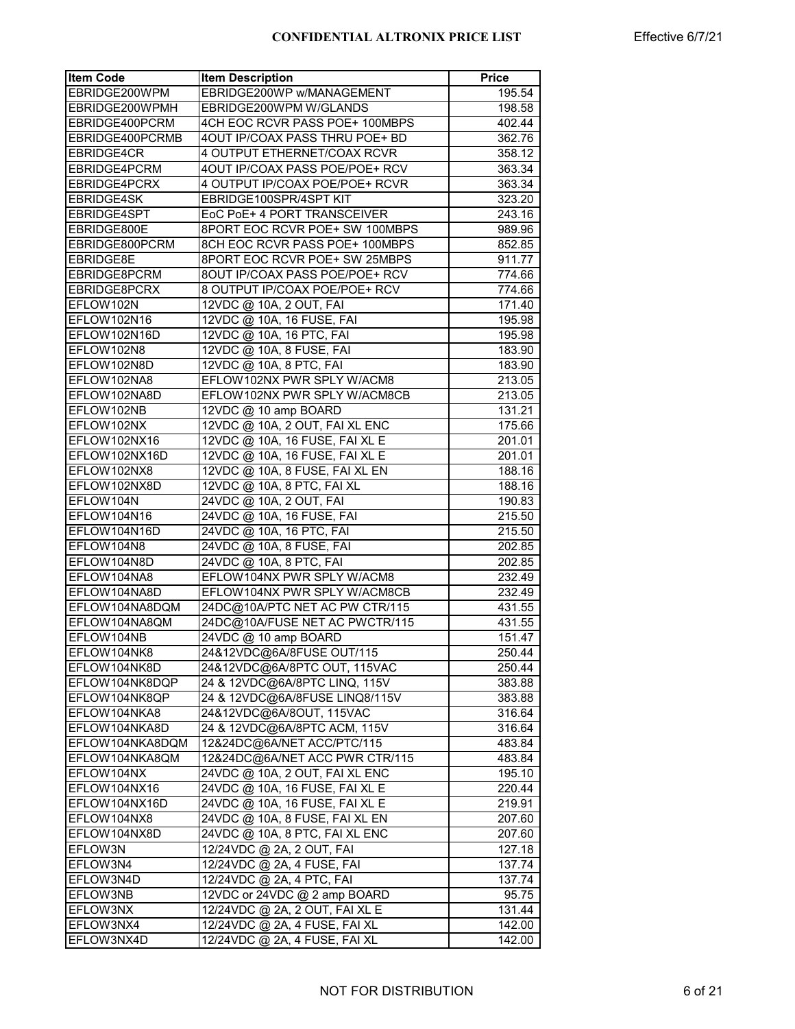**CONFIDENTIAL ALTRONIX PRICE LIST** Effective 6/7/21

| Item Code | Item Description | Price |
|---|---|---|
| EBRIDGE200WPM | EBRIDGE200WP w/MANAGEMENT | 195.54 |
| EBRIDGE200WPMH | EBRIDGE200WPM W/GLANDS | 198.58 |
| EBRIDGE400PCRM | 4CH EOC RCVR PASS POE+ 100MBPS | 402.44 |
| EBRIDGE400PCRMB | 4OUT IP/COAX PASS THRU POE+ BD | 362.76 |
| EBRIDGE4CR | 4 OUTPUT ETHERNET/COAX RCVR | 358.12 |
| EBRIDGE4PCRM | 4OUT IP/COAX PASS POE/POE+ RCV | 363.34 |
| EBRIDGE4PCRX | 4 OUTPUT IP/COAX POE/POE+ RCVR | 363.34 |
| EBRIDGE4SK | EBRIDGE100SPR/4SPT KIT | 323.20 |
| EBRIDGE4SPT | EoC PoE+ 4 PORT TRANSCEIVER | 243.16 |
| EBRIDGE800E | 8PORT EOC RCVR POE+ SW 100MBPS | 989.96 |
| EBRIDGE800PCRM | 8CH EOC RCVR PASS POE+ 100MBPS | 852.85 |
| EBRIDGE8E | 8PORT EOC RCVR POE+ SW 25MBPS | 911.77 |
| EBRIDGE8PCRM | 8OUT IP/COAX PASS POE/POE+ RCV | 774.66 |
| EBRIDGE8PCRX | 8 OUTPUT IP/COAX POE/POE+ RCV | 774.66 |
| EFLOW102N | 12VDC @ 10A, 2 OUT, FAI | 171.40 |
| EFLOW102N16 | 12VDC @ 10A, 16 FUSE, FAI | 195.98 |
| EFLOW102N16D | 12VDC @ 10A, 16 PTC, FAI | 195.98 |
| EFLOW102N8 | 12VDC @ 10A, 8 FUSE, FAI | 183.90 |
| EFLOW102N8D | 12VDC @ 10A, 8 PTC, FAI | 183.90 |
| EFLOW102NA8 | EFLOW102NX PWR SPLY W/ACM8 | 213.05 |
| EFLOW102NA8D | EFLOW102NX PWR SPLY W/ACM8CB | 213.05 |
| EFLOW102NB | 12VDC @ 10 amp BOARD | 131.21 |
| EFLOW102NX | 12VDC @ 10A, 2 OUT, FAI XL ENC | 175.66 |
| EFLOW102NX16 | 12VDC @ 10A, 16 FUSE, FAI XL E | 201.01 |
| EFLOW102NX16D | 12VDC @ 10A, 16 FUSE, FAI XL E | 201.01 |
| EFLOW102NX8 | 12VDC @ 10A, 8 FUSE, FAI XL EN | 188.16 |
| EFLOW102NX8D | 12VDC @ 10A, 8 PTC, FAI XL | 188.16 |
| EFLOW104N | 24VDC @ 10A, 2 OUT, FAI | 190.83 |
| EFLOW104N16 | 24VDC @ 10A, 16 FUSE, FAI | 215.50 |
| EFLOW104N16D | 24VDC @ 10A, 16 PTC, FAI | 215.50 |
| EFLOW104N8 | 24VDC @ 10A, 8 FUSE, FAI | 202.85 |
| EFLOW104N8D | 24VDC @ 10A, 8 PTC, FAI | 202.85 |
| EFLOW104NA8 | EFLOW104NX PWR SPLY W/ACM8 | 232.49 |
| EFLOW104NA8D | EFLOW104NX PWR SPLY W/ACM8CB | 232.49 |
| EFLOW104NA8DQM | 24DC@10A/PTC NET AC PW CTR/115 | 431.55 |
| EFLOW104NA8QM | 24DC@10A/FUSE NET AC PWCTR/115 | 431.55 |
| EFLOW104NB | 24VDC @ 10 amp BOARD | 151.47 |
| EFLOW104NK8 | 24&12VDC@6A/8FUSE OUT/115 | 250.44 |
| EFLOW104NK8D | 24&12VDC@6A/8PTC OUT, 115VAC | 250.44 |
| EFLOW104NK8DQP | 24 & 12VDC@6A/8PTC LINQ, 115V | 383.88 |
| EFLOW104NK8QP | 24 & 12VDC@6A/8FUSE LINQ8/115V | 383.88 |
| EFLOW104NKA8 | 24&12VDC@6A/8OUT, 115VAC | 316.64 |
| EFLOW104NKA8D | 24 & 12VDC@6A/8PTC ACM, 115V | 316.64 |
| EFLOW104NKA8DQM | 12&24DC@6A/NET ACC/PTC/115 | 483.84 |
| EFLOW104NKA8QM | 12&24DC@6A/NET ACC PWR CTR/115 | 483.84 |
| EFLOW104NX | 24VDC @ 10A, 2 OUT, FAI XL ENC | 195.10 |
| EFLOW104NX16 | 24VDC @ 10A, 16 FUSE, FAI XL E | 220.44 |
| EFLOW104NX16D | 24VDC @ 10A, 16 FUSE, FAI XL E | 219.91 |
| EFLOW104NX8 | 24VDC @ 10A, 8 FUSE, FAI XL EN | 207.60 |
| EFLOW104NX8D | 24VDC @ 10A, 8 PTC, FAI XL ENC | 207.60 |
| EFLOW3N | 12/24VDC @ 2A, 2 OUT, FAI | 127.18 |
| EFLOW3N4 | 12/24VDC @ 2A, 4 FUSE, FAI | 137.74 |
| EFLOW3N4D | 12/24VDC @ 2A, 4 PTC, FAI | 137.74 |
| EFLOW3NB | 12VDC or 24VDC @ 2 amp BOARD | 95.75 |
| EFLOW3NX | 12/24VDC @ 2A, 2 OUT, FAI XL E | 131.44 |
| EFLOW3NX4 | 12/24VDC @ 2A, 4 FUSE, FAI XL | 142.00 |
| EFLOW3NX4D | 12/24VDC @ 2A, 4 FUSE, FAI XL | 142.00 |

NOT FOR DISTRIBUTION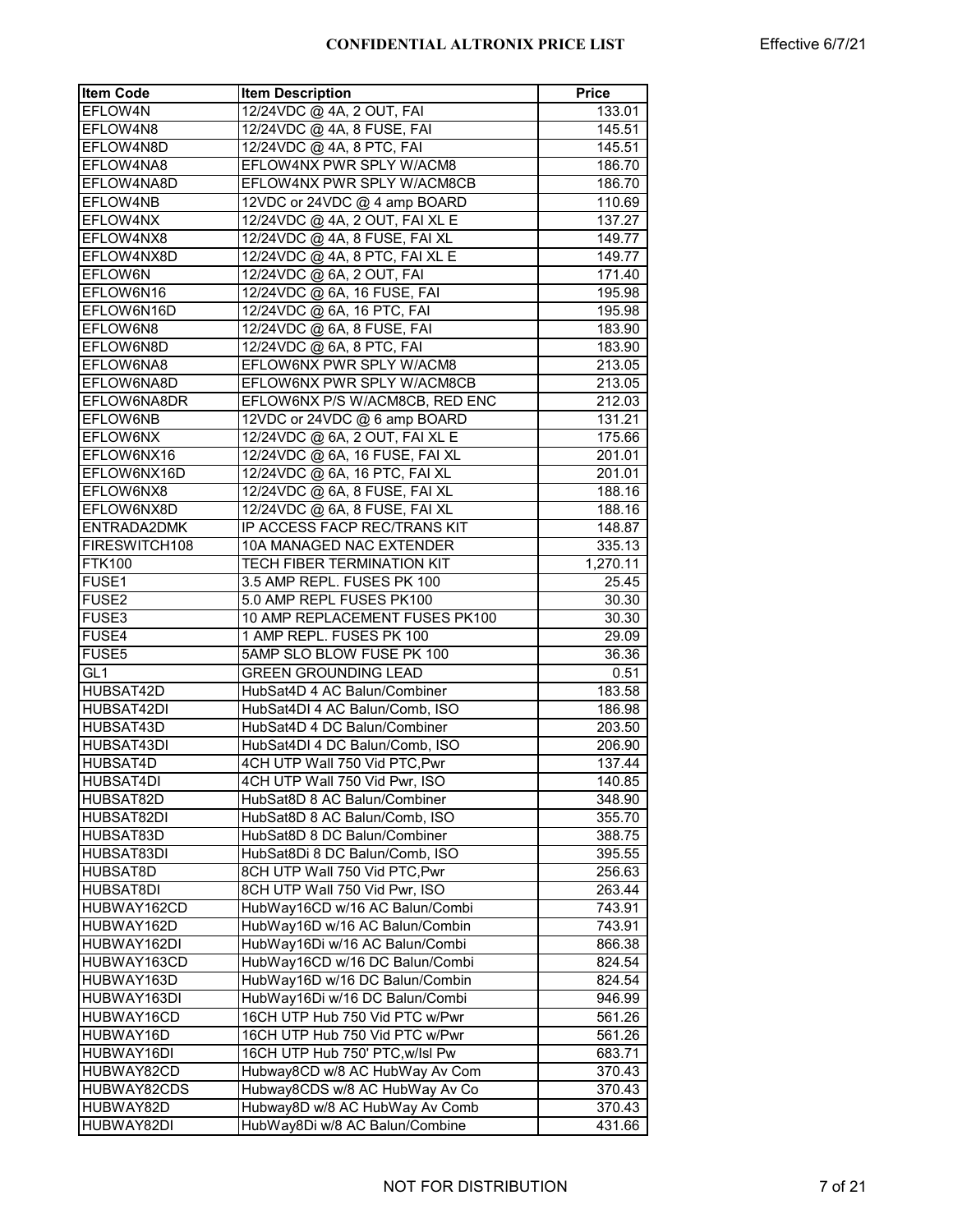| Item Code | Item Description | Price |
|---|---|---|
| EFLOW4N | 12/24VDC @ 4A, 2 OUT, FAI | 133.01 |
| EFLOW4N8 | 12/24VDC @ 4A, 8 FUSE, FAI | 145.51 |
| EFLOW4N8D | 12/24VDC @ 4A, 8 PTC, FAI | 145.51 |
| EFLOW4NA8 | EFLOW4NX PWR SPLY W/ACM8 | 186.70 |
| EFLOW4NA8D | EFLOW4NX PWR SPLY W/ACM8CB | 186.70 |
| EFLOW4NB | 12VDC or 24VDC @ 4 amp BOARD | 110.69 |
| EFLOW4NX | 12/24VDC @ 4A, 2 OUT, FAI XL E | 137.27 |
| EFLOW4NX8 | 12/24VDC @ 4A, 8 FUSE, FAI XL | 149.77 |
| EFLOW4NX8D | 12/24VDC @ 4A, 8 PTC, FAI XL E | 149.77 |
| EFLOW6N | 12/24VDC @ 6A, 2 OUT, FAI | 171.40 |
| EFLOW6N16 | 12/24VDC @ 6A, 16 FUSE, FAI | 195.98 |
| EFLOW6N16D | 12/24VDC @ 6A, 16 PTC, FAI | 195.98 |
| EFLOW6N8 | 12/24VDC @ 6A, 8 FUSE, FAI | 183.90 |
| EFLOW6N8D | 12/24VDC @ 6A, 8 PTC, FAI | 183.90 |
| EFLOW6NA8 | EFLOW6NX PWR SPLY W/ACM8 | 213.05 |
| EFLOW6NA8D | EFLOW6NX PWR SPLY W/ACM8CB | 213.05 |
| EFLOW6NA8DR | EFLOW6NX P/S W/ACM8CB, RED ENC | 212.03 |
| EFLOW6NB | 12VDC or 24VDC @ 6 amp BOARD | 131.21 |
| EFLOW6NX | 12/24VDC @ 6A, 2 OUT, FAI XL E | 175.66 |
| EFLOW6NX16 | 12/24VDC @ 6A, 16 FUSE, FAI XL | 201.01 |
| EFLOW6NX16D | 12/24VDC @ 6A, 16 PTC, FAI XL | 201.01 |
| EFLOW6NX8 | 12/24VDC @ 6A, 8 FUSE, FAI XL | 188.16 |
| EFLOW6NX8D | 12/24VDC @ 6A, 8 FUSE, FAI XL | 188.16 |
| ENTRADA2DMK | IP ACCESS FACP REC/TRANS KIT | 148.87 |
| FIRESWITCH108 | 10A MANAGED NAC EXTENDER | 335.13 |
| FTK100 | TECH FIBER TERMINATION KIT | 1,270.11 |
| FUSE1 | 3.5 AMP REPL. FUSES PK 100 | 25.45 |
| FUSE2 | 5.0 AMP REPL FUSES PK100 | 30.30 |
| FUSE3 | 10 AMP REPLACEMENT FUSES PK100 | 30.30 |
| FUSE4 | 1 AMP REPL. FUSES PK 100 | 29.09 |
| FUSE5 | 5AMP SLO BLOW FUSE PK 100 | 36.36 |
| GL1 | GREEN GROUNDING LEAD | 0.51 |
| HUBSAT42D | HubSat4D 4 AC Balun/Combiner | 183.58 |
| HUBSAT42DI | HubSat4DI 4 AC Balun/Comb, ISO | 186.98 |
| HUBSAT43D | HubSat4D 4 DC Balun/Combiner | 203.50 |
| HUBSAT43DI | HubSat4DI 4 DC Balun/Comb, ISO | 206.90 |
| HUBSAT4D | 4CH UTP Wall 750 Vid PTC,Pwr | 137.44 |
| HUBSAT4DI | 4CH UTP Wall 750 Vid Pwr, ISO | 140.85 |
| HUBSAT82D | HubSat8D 8 AC Balun/Combiner | 348.90 |
| HUBSAT82DI | HubSat8D 8 AC Balun/Comb, ISO | 355.70 |
| HUBSAT83D | HubSat8D 8 DC Balun/Combiner | 388.75 |
| HUBSAT83DI | HubSat8Di 8 DC Balun/Comb, ISO | 395.55 |
| HUBSAT8D | 8CH UTP Wall 750 Vid PTC,Pwr | 256.63 |
| HUBSAT8DI | 8CH UTP Wall 750 Vid Pwr, ISO | 263.44 |
| HUBWAY162CD | HubWay16CD w/16 AC Balun/Combi | 743.91 |
| HUBWAY162D | HubWay16D w/16 AC Balun/Combin | 743.91 |
| HUBWAY162DI | HubWay16Di w/16 AC Balun/Combi | 866.38 |
| HUBWAY163CD | HubWay16CD w/16 DC Balun/Combi | 824.54 |
| HUBWAY163D | HubWay16D w/16 DC Balun/Combin | 824.54 |
| HUBWAY163DI | HubWay16Di w/16 DC Balun/Combi | 946.99 |
| HUBWAY16CD | 16CH UTP Hub 750 Vid PTC w/Pwr | 561.26 |
| HUBWAY16D | 16CH UTP Hub 750 Vid PTC w/Pwr | 561.26 |
| HUBWAY16DI | 16CH UTP Hub 750' PTC,w/Isl Pw | 683.71 |
| HUBWAY82CD | Hubway8CD w/8 AC HubWay Av Com | 370.43 |
| HUBWAY82CDS | Hubway8CDS w/8 AC HubWay Av Co | 370.43 |
| HUBWAY82D | Hubway8D w/8 AC HubWay Av Comb | 370.43 |
| HUBWAY82DI | HubWay8Di w/8 AC Balun/Combine | 431.66 |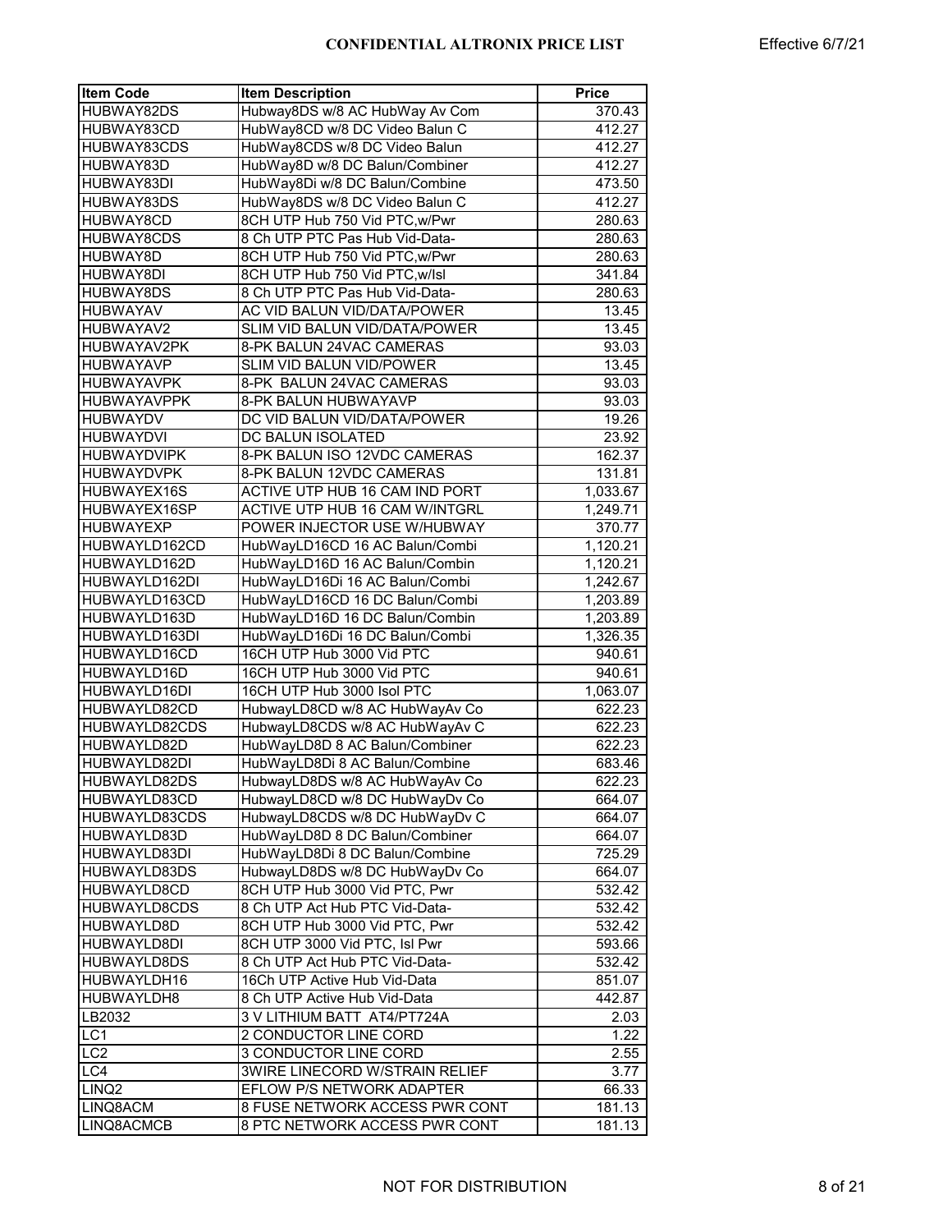**CONFIDENTIAL ALTRONIX PRICE LIST** Effective 6/7/21

| Item Code | Item Description | Price |
|---|---|---|
| HUBWAY82DS | Hubway8DS w/8 AC HubWay Av Com | 370.43 |
| HUBWAY83CD | HubWay8CD w/8 DC Video Balun C | 412.27 |
| HUBWAY83CDS | HubWay8CDS w/8 DC Video Balun | 412.27 |
| HUBWAY83D | HubWay8D w/8 DC Balun/Combiner | 412.27 |
| HUBWAY83DI | HubWay8Di w/8 DC Balun/Combine | 473.50 |
| HUBWAY83DS | HubWay8DS w/8 DC Video Balun C | 412.27 |
| HUBWAY8CD | 8CH UTP Hub 750 Vid PTC,w/Pwr | 280.63 |
| HUBWAY8CDS | 8 Ch UTP PTC Pas Hub Vid-Data- | 280.63 |
| HUBWAY8D | 8CH UTP Hub 750 Vid PTC,w/Pwr | 280.63 |
| HUBWAY8DI | 8CH UTP Hub 750 Vid PTC,w/Isl | 341.84 |
| HUBWAY8DS | 8 Ch UTP PTC Pas Hub Vid-Data- | 280.63 |
| HUBWAYAV | AC VID BALUN VID/DATA/POWER | 13.45 |
| HUBWAYAV2 | SLIM VID BALUN VID/DATA/POWER | 13.45 |
| HUBWAYAV2PK | 8-PK BALUN 24VAC CAMERAS | 93.03 |
| HUBWAYAVP | SLIM VID BALUN VID/POWER | 13.45 |
| HUBWAYAVPK | 8-PK BALUN 24VAC CAMERAS | 93.03 |
| HUBWAYAVPPK | 8-PK BALUN HUBWAYAVP | 93.03 |
| HUBWAYDV | DC VID BALUN VID/DATA/POWER | 19.26 |
| HUBWAYDVI | DC BALUN ISOLATED | 23.92 |
| HUBWAYDVIPK | 8-PK BALUN ISO 12VDC CAMERAS | 162.37 |
| HUBWAYDVPK | 8-PK BALUN 12VDC CAMERAS | 131.81 |
| HUBWAYEX16S | ACTIVE UTP HUB 16 CAM IND PORT | 1,033.67 |
| HUBWAYEX16SP | ACTIVE UTP HUB 16 CAM W/INTGRL | 1,249.71 |
| HUBWAYEXP | POWER INJECTOR USE W/HUBWAY | 370.77 |
| HUBWAYLD162CD | HubWayLD16CD 16 AC Balun/Combi | 1,120.21 |
| HUBWAYLD162D | HubWayLD16D 16 AC Balun/Combin | 1,120.21 |
| HUBWAYLD162DI | HubWayLD16Di 16 AC Balun/Combi | 1,242.67 |
| HUBWAYLD163CD | HubWayLD16CD 16 DC Balun/Combi | 1,203.89 |
| HUBWAYLD163D | HubWayLD16D 16 DC Balun/Combin | 1,203.89 |
| HUBWAYLD163DI | HubWayLD16Di 16 DC Balun/Combi | 1,326.35 |
| HUBWAYLD16CD | 16CH UTP Hub 3000 Vid PTC | 940.61 |
| HUBWAYLD16D | 16CH UTP Hub 3000 Vid PTC | 940.61 |
| HUBWAYLD16DI | 16CH UTP Hub 3000 Isol PTC | 1,063.07 |
| HUBWAYLD82CD | HubwayLD8CD w/8 AC HubWayAv Co | 622.23 |
| HUBWAYLD82CDS | HubwayLD8CDS w/8 AC HubWayAv C | 622.23 |
| HUBWAYLD82D | HubWayLD8D 8 AC Balun/Combiner | 622.23 |
| HUBWAYLD82DI | HubWayLD8Di 8 AC Balun/Combine | 683.46 |
| HUBWAYLD82DS | HubwayLD8DS w/8 AC HubWayAv Co | 622.23 |
| HUBWAYLD83CD | HubwayLD8CD w/8 DC HubWayDv Co | 664.07 |
| HUBWAYLD83CDS | HubwayLD8CDS w/8 DC HubWayDv C | 664.07 |
| HUBWAYLD83D | HubWayLD8D 8 DC Balun/Combiner | 664.07 |
| HUBWAYLD83DI | HubWayLD8Di 8 DC Balun/Combine | 725.29 |
| HUBWAYLD83DS | HubwayLD8DS w/8 DC HubWayDv Co | 664.07 |
| HUBWAYLD8CD | 8CH UTP Hub 3000 Vid PTC, Pwr | 532.42 |
| HUBWAYLD8CDS | 8 Ch UTP Act Hub PTC Vid-Data- | 532.42 |
| HUBWAYLD8D | 8CH UTP Hub 3000 Vid PTC, Pwr | 532.42 |
| HUBWAYLD8DI | 8CH UTP 3000 Vid PTC, Isl Pwr | 593.66 |
| HUBWAYLD8DS | 8 Ch UTP Act Hub PTC Vid-Data- | 532.42 |
| HUBWAYLDH16 | 16Ch UTP Active Hub Vid-Data | 851.07 |
| HUBWAYLDH8 | 8 Ch UTP Active Hub Vid-Data | 442.87 |
| LB2032 | 3 V LITHIUM BATT AT4/PT724A | 2.03 |
| LC1 | 2 CONDUCTOR LINE CORD | 1.22 |
| LC2 | 3 CONDUCTOR LINE CORD | 2.55 |
| LC4 | 3WIRE LINECORD W/STRAIN RELIEF | 3.77 |
| LINQ2 | EFLOW P/S NETWORK ADAPTER | 66.33 |
| LINQ8ACM | 8 FUSE NETWORK ACCESS PWR CONT | 181.13 |
| LINQ8ACMCB | 8 PTC NETWORK ACCESS PWR CONT | 181.13 |

NOT FOR DISTRIBUTION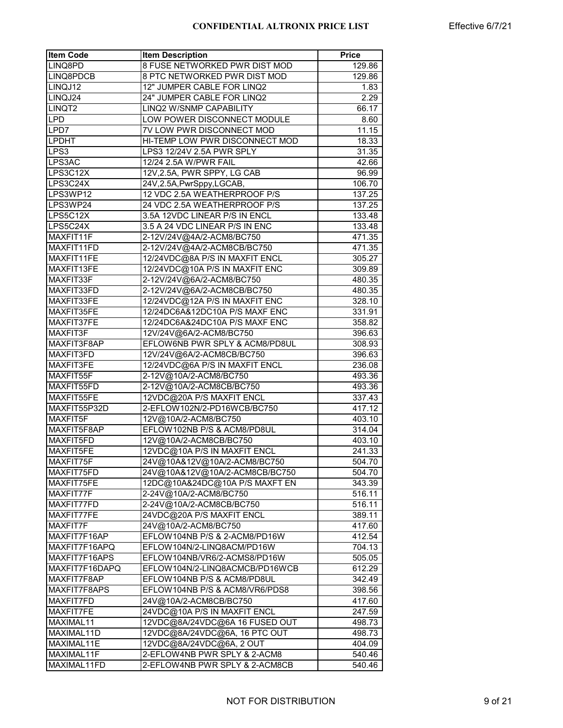| Item Code | Item Description | Price |
|---|---|---|
| LINQ8PD | 8 FUSE NETWORKED PWR DIST MOD | 129.86 |
| LINQ8PDCB | 8 PTC NETWORKED PWR DIST MOD | 129.86 |
| LINQJ12 | 12" JUMPER CABLE FOR LINQ2 | 1.83 |
| LINQJ24 | 24" JUMPER CABLE FOR LINQ2 | 2.29 |
| LINQT2 | LINQ2 W/SNMP CAPABILITY | 66.17 |
| LPD | LOW POWER DISCONNECT MODULE | 8.60 |
| LPD7 | 7V LOW PWR DISCONNECT MOD | 11.15 |
| LPDHT | HI-TEMP LOW PWR DISCONNECT MOD | 18.33 |
| LPS3 | LPS3 12/24V 2.5A PWR SPLY | 31.35 |
| LPS3AC | 12/24 2.5A W/PWR FAIL | 42.66 |
| LPS3C12X | 12V,2.5A, PWR SPPY, LG CAB | 96.99 |
| LPS3C24X | 24V,2.5A,PwrSppy,LGCAB, | 106.70 |
| LPS3WP12 | 12 VDC 2.5A WEATHERPROOF P/S | 137.25 |
| LPS3WP24 | 24 VDC 2.5A WEATHERPROOF P/S | 137.25 |
| LPS5C12X | 3.5A 12VDC LINEAR P/S IN ENCL | 133.48 |
| LPS5C24X | 3.5 A 24 VDC LINEAR P/S IN ENC | 133.48 |
| MAXFIT11F | 2-12V/24V@4A/2-ACM8/BC750 | 471.35 |
| MAXFIT11FD | 2-12V/24V@4A/2-ACM8CB/BC750 | 471.35 |
| MAXFIT11FE | 12/24VDC@8A P/S IN MAXFIT ENCL | 305.27 |
| MAXFIT13FE | 12/24VDC@10A P/S IN MAXFIT ENC | 309.89 |
| MAXFIT33F | 2-12V/24V@6A/2-ACM8/BC750 | 480.35 |
| MAXFIT33FD | 2-12V/24V@6A/2-ACM8CB/BC750 | 480.35 |
| MAXFIT33FE | 12/24VDC@12A P/S IN MAXFIT ENC | 328.10 |
| MAXFIT35FE | 12/24DC6A&12DC10A P/S MAXF ENC | 331.91 |
| MAXFIT37FE | 12/24DC6A&24DC10A P/S MAXF ENC | 358.82 |
| MAXFIT3F | 12V/24V@6A/2-ACM8/BC750 | 396.63 |
| MAXFIT3F8AP | EFLOW6NB PWR SPLY & ACM8/PD8UL | 308.93 |
| MAXFIT3FD | 12V/24V@6A/2-ACM8CB/BC750 | 396.63 |
| MAXFIT3FE | 12/24VDC@6A P/S IN MAXFIT ENCL | 236.08 |
| MAXFIT55F | 2-12V@10A/2-ACM8/BC750 | 493.36 |
| MAXFIT55FD | 2-12V@10A/2-ACM8CB/BC750 | 493.36 |
| MAXFIT55FE | 12VDC@20A P/S MAXFIT ENCL | 337.43 |
| MAXFIT55P32D | 2-EFLOW102N/2-PD16WCB/BC750 | 417.12 |
| MAXFIT5F | 12V@10A/2-ACM8/BC750 | 403.10 |
| MAXFIT5F8AP | EFLOW102NB P/S & ACM8/PD8UL | 314.04 |
| MAXFIT5FD | 12V@10A/2-ACM8CB/BC750 | 403.10 |
| MAXFIT5FE | 12VDC@10A P/S IN MAXFIT ENCL | 241.33 |
| MAXFIT75F | 24V@10A&12V@10A/2-ACM8/BC750 | 504.70 |
| MAXFIT75FD | 24V@10A&12V@10A/2-ACM8CB/BC750 | 504.70 |
| MAXFIT75FE | 12DC@10A&24DC@10A P/S MAXFT EN | 343.39 |
| MAXFIT77F | 2-24V@10A/2-ACM8/BC750 | 516.11 |
| MAXFIT77FD | 2-24V@10A/2-ACM8CB/BC750 | 516.11 |
| MAXFIT77FE | 24VDC@20A P/S MAXFIT ENCL | 389.11 |
| MAXFIT7F | 24V@10A/2-ACM8/BC750 | 417.60 |
| MAXFIT7F16AP | EFLOW104NB P/S & 2-ACM8/PD16W | 412.54 |
| MAXFIT7F16APQ | EFLOW104N/2-LINQ8ACM/PD16W | 704.13 |
| MAXFIT7F16APS | EFLOW104NB/VR6/2-ACMS8/PD16W | 505.05 |
| MAXFIT7F16DAPQ | EFLOW104N/2-LINQ8ACMCB/PD16WCB | 612.29 |
| MAXFIT7F8AP | EFLOW104NB P/S & ACM8/PD8UL | 342.49 |
| MAXFIT7F8APS | EFLOW104NB P/S & ACM8/VR6/PDS8 | 398.56 |
| MAXFIT7FD | 24V@10A/2-ACM8CB/BC750 | 417.60 |
| MAXFIT7FE | 24VDC@10A P/S IN MAXFIT ENCL | 247.59 |
| MAXIMAL11 | 12VDC@8A/24VDC@6A 16 FUSED OUT | 498.73 |
| MAXIMAL11D | 12VDC@8A/24VDC@6A, 16 PTC OUT | 498.73 |
| MAXIMAL11E | 12VDC@8A/24VDC@6A, 2 OUT | 404.09 |
| MAXIMAL11F | 2-EFLOW4NB PWR SPLY & 2-ACM8 | 540.46 |
| MAXIMAL11FD | 2-EFLOW4NB PWR SPLY & 2-ACM8CB | 540.46 |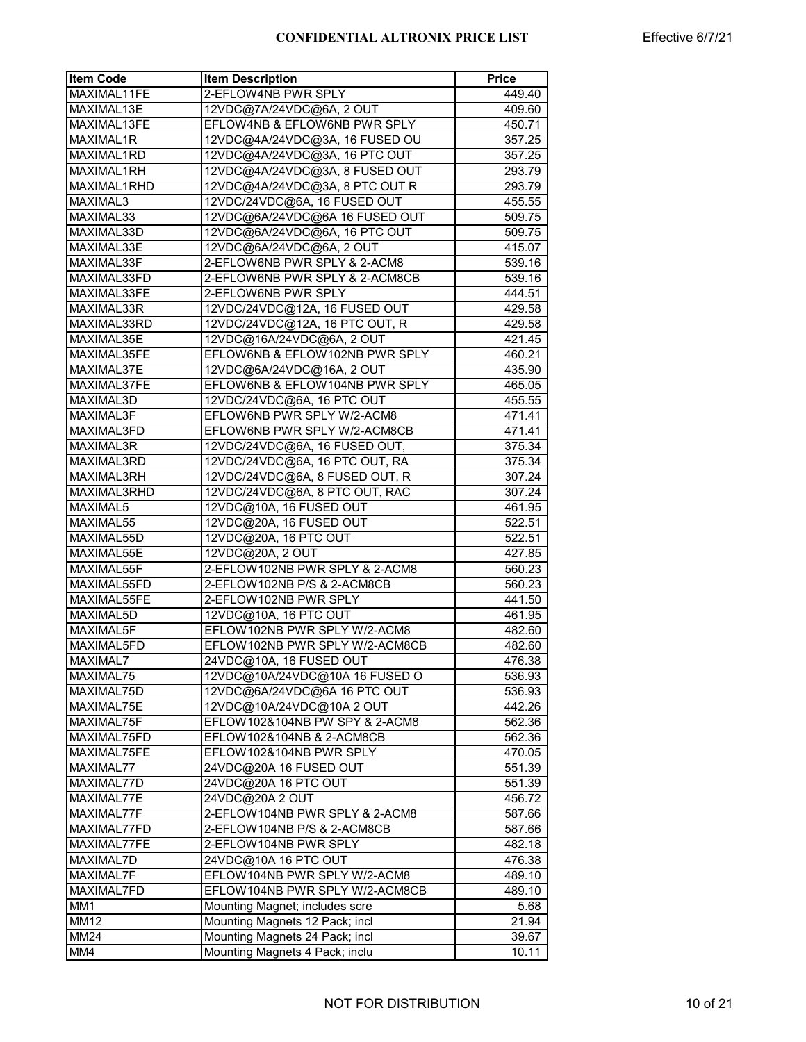| Item Code | Item Description | Price |
|---|---|---|
| MAXIMAL11FE | 2-EFLOW4NB PWR SPLY | 449.40 |
| MAXIMAL13E | 12VDC@7A/24VDC@6A, 2 OUT | 409.60 |
| MAXIMAL13FE | EFLOW4NB & EFLOW6NB PWR SPLY | 450.71 |
| MAXIMAL1R | 12VDC@4A/24VDC@3A, 16 FUSED OU | 357.25 |
| MAXIMAL1RD | 12VDC@4A/24VDC@3A, 16 PTC OUT | 357.25 |
| MAXIMAL1RH | 12VDC@4A/24VDC@3A, 8 FUSED OUT | 293.79 |
| MAXIMAL1RHD | 12VDC@4A/24VDC@3A, 8 PTC OUT R | 293.79 |
| MAXIMAL3 | 12VDC/24VDC@6A, 16 FUSED OUT | 455.55 |
| MAXIMAL33 | 12VDC@6A/24VDC@6A 16 FUSED OUT | 509.75 |
| MAXIMAL33D | 12VDC@6A/24VDC@6A, 16 PTC OUT | 509.75 |
| MAXIMAL33E | 12VDC@6A/24VDC@6A, 2 OUT | 415.07 |
| MAXIMAL33F | 2-EFLOW6NB PWR SPLY & 2-ACM8 | 539.16 |
| MAXIMAL33FD | 2-EFLOW6NB PWR SPLY & 2-ACM8CB | 539.16 |
| MAXIMAL33FE | 2-EFLOW6NB PWR SPLY | 444.51 |
| MAXIMAL33R | 12VDC/24VDC@12A, 16 FUSED OUT | 429.58 |
| MAXIMAL33RD | 12VDC/24VDC@12A, 16 PTC OUT, R | 429.58 |
| MAXIMAL35E | 12VDC@16A/24VDC@6A, 2 OUT | 421.45 |
| MAXIMAL35FE | EFLOW6NB & EFLOW102NB PWR SPLY | 460.21 |
| MAXIMAL37E | 12VDC@6A/24VDC@16A, 2 OUT | 435.90 |
| MAXIMAL37FE | EFLOW6NB & EFLOW104NB PWR SPLY | 465.05 |
| MAXIMAL3D | 12VDC/24VDC@6A, 16 PTC OUT | 455.55 |
| MAXIMAL3F | EFLOW6NB PWR SPLY W/2-ACM8 | 471.41 |
| MAXIMAL3FD | EFLOW6NB PWR SPLY W/2-ACM8CB | 471.41 |
| MAXIMAL3R | 12VDC/24VDC@6A, 16 FUSED OUT, | 375.34 |
| MAXIMAL3RD | 12VDC/24VDC@6A, 16 PTC OUT, RA | 375.34 |
| MAXIMAL3RH | 12VDC/24VDC@6A, 8 FUSED OUT, R | 307.24 |
| MAXIMAL3RHD | 12VDC/24VDC@6A, 8 PTC OUT, RAC | 307.24 |
| MAXIMAL5 | 12VDC@10A, 16 FUSED OUT | 461.95 |
| MAXIMAL55 | 12VDC@20A, 16 FUSED OUT | 522.51 |
| MAXIMAL55D | 12VDC@20A, 16 PTC OUT | 522.51 |
| MAXIMAL55E | 12VDC@20A, 2 OUT | 427.85 |
| MAXIMAL55F | 2-EFLOW102NB PWR SPLY & 2-ACM8 | 560.23 |
| MAXIMAL55FD | 2-EFLOW102NB P/S & 2-ACM8CB | 560.23 |
| MAXIMAL55FE | 2-EFLOW102NB PWR SPLY | 441.50 |
| MAXIMAL5D | 12VDC@10A, 16 PTC OUT | 461.95 |
| MAXIMAL5F | EFLOW102NB PWR SPLY W/2-ACM8 | 482.60 |
| MAXIMAL5FD | EFLOW102NB PWR SPLY W/2-ACM8CB | 482.60 |
| MAXIMAL7 | 24VDC@10A, 16 FUSED OUT | 476.38 |
| MAXIMAL75 | 12VDC@10A/24VDC@10A 16 FUSED O | 536.93 |
| MAXIMAL75D | 12VDC@6A/24VDC@6A 16 PTC OUT | 536.93 |
| MAXIMAL75E | 12VDC@10A/24VDC@10A 2 OUT | 442.26 |
| MAXIMAL75F | EFLOW102&104NB PW SPY & 2-ACM8 | 562.36 |
| MAXIMAL75FD | EFLOW102&104NB & 2-ACM8CB | 562.36 |
| MAXIMAL75FE | EFLOW102&104NB PWR SPLY | 470.05 |
| MAXIMAL77 | 24VDC@20A 16 FUSED OUT | 551.39 |
| MAXIMAL77D | 24VDC@20A 16 PTC OUT | 551.39 |
| MAXIMAL77E | 24VDC@20A 2 OUT | 456.72 |
| MAXIMAL77F | 2-EFLOW104NB PWR SPLY & 2-ACM8 | 587.66 |
| MAXIMAL77FD | 2-EFLOW104NB P/S & 2-ACM8CB | 587.66 |
| MAXIMAL77FE | 2-EFLOW104NB PWR SPLY | 482.18 |
| MAXIMAL7D | 24VDC@10A 16 PTC OUT | 476.38 |
| MAXIMAL7F | EFLOW104NB PWR SPLY W/2-ACM8 | 489.10 |
| MAXIMAL7FD | EFLOW104NB PWR SPLY W/2-ACM8CB | 489.10 |
| MM1 | Mounting Magnet; includes scre | 5.68 |
| MM12 | Mounting Magnets 12 Pack; incl | 21.94 |
| MM24 | Mounting Magnets 24 Pack; incl | 39.67 |
| MM4 | Mounting Magnets 4 Pack; inclu | 10.11 |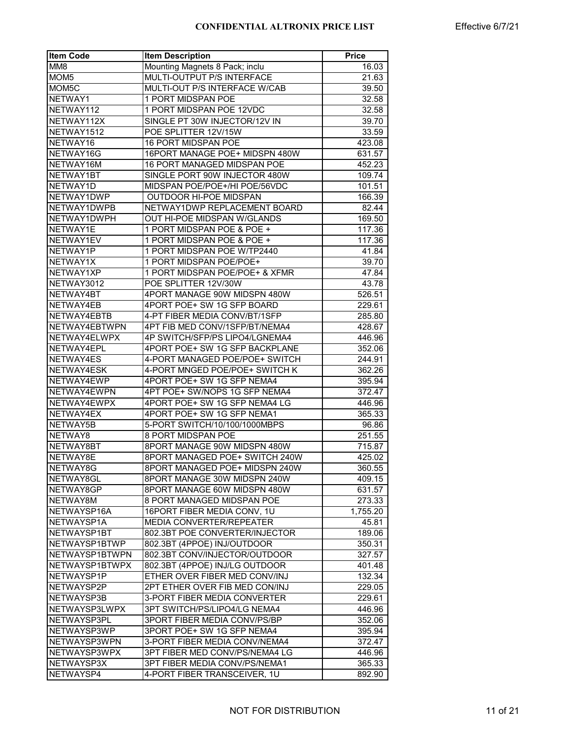**CONFIDENTIAL ALTRONIX PRICE LIST** Effective 6/7/21

| Item Code | Item Description | Price |
|---|---|---|
| MM8 | Mounting Magnets 8 Pack; inclu | 16.03 |
| MOM5 | MULTI-OUTPUT P/S INTERFACE | 21.63 |
| MOM5C | MULTI-OUT P/S INTERFACE W/CAB | 39.50 |
| NETWAY1 | 1 PORT MIDSPAN POE | 32.58 |
| NETWAY112 | 1 PORT MIDSPAN POE 12VDC | 32.58 |
| NETWAY112X | SINGLE PT 30W INJECTOR/12V IN | 39.70 |
| NETWAY1512 | POE SPLITTER 12V/15W | 33.59 |
| NETWAY16 | 16 PORT MIDSPAN POE | 423.08 |
| NETWAY16G | 16PORT MANAGE POE+ MIDSPN 480W | 631.57 |
| NETWAY16M | 16 PORT MANAGED MIDSPAN POE | 452.23 |
| NETWAY1BT | SINGLE PORT 90W INJECTOR 480W | 109.74 |
| NETWAY1D | MIDSPAN POE/POE+/HI POE/56VDC | 101.51 |
| NETWAY1DWP | OUTDOOR HI-POE MIDSPAN | 166.39 |
| NETWAY1DWPB | NETWAY1DWP REPLACEMENT BOARD | 82.44 |
| NETWAY1DWPH | OUT HI-POE MIDSPAN W/GLANDS | 169.50 |
| NETWAY1E | 1 PORT MIDSPAN POE & POE + | 117.36 |
| NETWAY1EV | 1 PORT MIDSPAN POE & POE + | 117.36 |
| NETWAY1P | 1 PORT MIDSPAN POE W/TP2440 | 41.84 |
| NETWAY1X | 1 PORT MIDSPAN POE/POE+ | 39.70 |
| NETWAY1XP | 1 PORT MIDSPAN POE/POE+ & XFMR | 47.84 |
| NETWAY3012 | POE SPLITTER 12V/30W | 43.78 |
| NETWAY4BT | 4PORT MANAGE 90W MIDSPN 480W | 526.51 |
| NETWAY4EB | 4PORT POE+ SW 1G SFP BOARD | 229.61 |
| NETWAY4EBTB | 4-PT FIBER MEDIA CONV/BT/1SFP | 285.80 |
| NETWAY4EBTWPN | 4PT FIB MED CONV/1SFP/BT/NEMA4 | 428.67 |
| NETWAY4ELWPX | 4P SWITCH/SFP/PS LIPO4/LGNEMA4 | 446.96 |
| NETWAY4EPL | 4PORT POE+ SW 1G SFP BACKPLANE | 352.06 |
| NETWAY4ES | 4-PORT MANAGED POE/POE+ SWITCH | 244.91 |
| NETWAY4ESK | 4-PORT MNGED POE/POE+ SWITCH K | 362.26 |
| NETWAY4EWP | 4PORT POE+ SW 1G SFP NEMA4 | 395.94 |
| NETWAY4EWPN | 4PT POE+ SW/NOPS 1G SFP NEMA4 | 372.47 |
| NETWAY4EWPX | 4PORT POE+ SW 1G SFP NEMA4 LG | 446.96 |
| NETWAY4EX | 4PORT POE+ SW 1G SFP NEMA1 | 365.33 |
| NETWAY5B | 5-PORT SWITCH/10/100/1000MBPS | 96.86 |
| NETWAY8 | 8 PORT MIDSPAN POE | 251.55 |
| NETWAY8BT | 8PORT MANAGE 90W MIDSPN 480W | 715.87 |
| NETWAY8E | 8PORT MANAGED POE+ SWITCH 240W | 425.02 |
| NETWAY8G | 8PORT MANAGED POE+ MIDSPN 240W | 360.55 |
| NETWAY8GL | 8PORT MANAGE 30W MIDSPN 240W | 409.15 |
| NETWAY8GP | 8PORT MANAGE 60W MIDSPN 480W | 631.57 |
| NETWAY8M | 8 PORT MANAGED MIDSPAN POE | 273.33 |
| NETWAYSP16A | 16PORT FIBER MEDIA CONV, 1U | 1,755.20 |
| NETWAYSP1A | MEDIA CONVERTER/REPEATER | 45.81 |
| NETWAYSP1BT | 802.3BT POE CONVERTER/INJECTOR | 189.06 |
| NETWAYSP1BTWP | 802.3BT (4PPOE) INJ/OUTDOOR | 350.31 |
| NETWAYSP1BTWPN | 802.3BT CONV/INJECTOR/OUTDOOR | 327.57 |
| NETWAYSP1BTWPX | 802.3BT (4PPOE) INJ/LG OUTDOOR | 401.48 |
| NETWAYSP1P | ETHER OVER FIBER MED CONV/INJ | 132.34 |
| NETWAYSP2P | 2PT ETHER OVER FIB MED CON/INJ | 229.05 |
| NETWAYSP3B | 3-PORT FIBER MEDIA CONVERTER | 229.61 |
| NETWAYSP3LWPX | 3PT SWITCH/PS/LIPO4/LG NEMA4 | 446.96 |
| NETWAYSP3PL | 3PORT FIBER MEDIA CONV/PS/BP | 352.06 |
| NETWAYSP3WP | 3PORT POE+ SW 1G SFP NEMA4 | 395.94 |
| NETWAYSP3WPN | 3-PORT FIBER MEDIA CONV/NEMA4 | 372.47 |
| NETWAYSP3WPX | 3PT FIBER MED CONV/PS/NEMA4 LG | 446.96 |
| NETWAYSP3X | 3PT FIBER MEDIA CONV/PS/NEMA1 | 365.33 |
| NETWAYSP4 | 4-PORT FIBER TRANSCEIVER, 1U | 892.90 |

NOT FOR DISTRIBUTION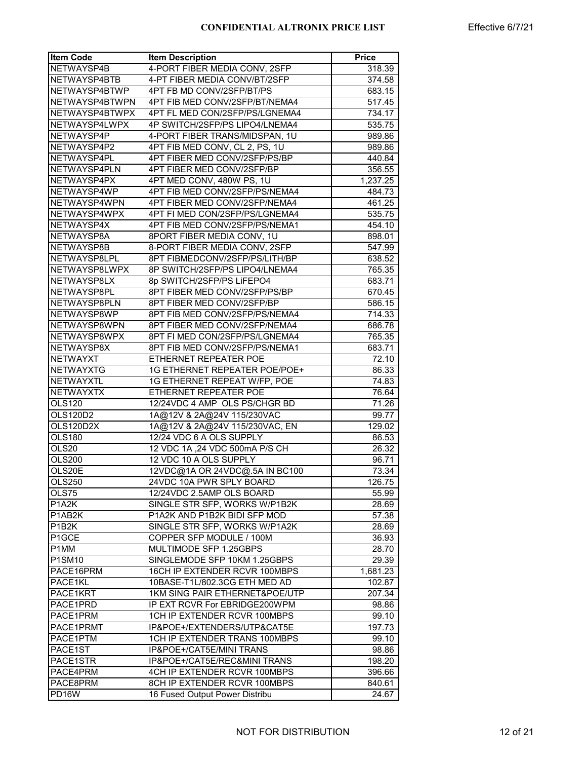| Item Code | Item Description | Price |
|---|---|---|
| NETWAYSP4B | 4-PORT FIBER MEDIA CONV, 2SFP | 318.39 |
| NETWAYSP4BTB | 4-PT FIBER MEDIA CONV/BT/2SFP | 374.58 |
| NETWAYSP4BTWP | 4PT FB MD CONV/2SFP/BT/PS | 683.15 |
| NETWAYSP4BTWPN | 4PT FIB MED CONV/2SFP/BT/NEMA4 | 517.45 |
| NETWAYSP4BTWPX | 4PT FL MED CON/2SFP/PS/LGNEMA4 | 734.17 |
| NETWAYSP4LWPX | 4P SWITCH/2SFP/PS LIPO4/LNEMA4 | 535.75 |
| NETWAYSP4P | 4-PORT FIBER TRANS/MIDSPAN, 1U | 989.86 |
| NETWAYSP4P2 | 4PT FIB MED CONV, CL 2, PS, 1U | 989.86 |
| NETWAYSP4PL | 4PT FIBER MED CONV/2SFP/PS/BP | 440.84 |
| NETWAYSP4PLN | 4PT FIBER MED CONV/2SFP/BP | 356.55 |
| NETWAYSP4PX | 4PT MED CONV, 480W PS, 1U | 1,237.25 |
| NETWAYSP4WP | 4PT FIB MED CONV/2SFP/PS/NEMA4 | 484.73 |
| NETWAYSP4WPN | 4PT FIBER MED CONV/2SFP/NEMA4 | 461.25 |
| NETWAYSP4WPX | 4PT FI MED CON/2SFP/PS/LGNEMA4 | 535.75 |
| NETWAYSP4X | 4PT FIB MED CONV/2SFP/PS/NEMA1 | 454.10 |
| NETWAYSP8A | 8PORT FIBER MEDIA CONV, 1U | 898.01 |
| NETWAYSP8B | 8-PORT FIBER MEDIA CONV, 2SFP | 547.99 |
| NETWAYSP8LPL | 8PT FIBMEDCONV/2SFP/PS/LITH/BP | 638.52 |
| NETWAYSP8LWPX | 8P SWITCH/2SFP/PS LIPO4/LNEMA4 | 765.35 |
| NETWAYSP8LX | 8p SWITCH/2SFP/PS LiFEPO4 | 683.71 |
| NETWAYSP8PL | 8PT FIBER MED CONV/2SFP/PS/BP | 670.45 |
| NETWAYSP8PLN | 8PT FIBER MED CONV/2SFP/BP | 586.15 |
| NETWAYSP8WP | 8PT FIB MED CONV/2SFP/PS/NEMA4 | 714.33 |
| NETWAYSP8WPN | 8PT FIBER MED CONV/2SFP/NEMA4 | 686.78 |
| NETWAYSP8WPX | 8PT FI MED CON/2SFP/PS/LGNEMA4 | 765.35 |
| NETWAYSP8X | 8PT FIB MED CONV/2SFP/PS/NEMA1 | 683.71 |
| NETWAYXT | ETHERNET REPEATER POE | 72.10 |
| NETWAYXTG | 1G ETHERNET REPEATER POE/POE+ | 86.33 |
| NETWAYXTL | 1G ETHERNET REPEAT W/FP, POE | 74.83 |
| NETWAYXTX | ETHERNET REPEATER POE | 76.64 |
| OLS120 | 12/24VDC 4 AMP OLS PS/CHGR BD | 71.26 |
| OLS120D2 | 1A@12V & 2A@24V 115/230VAC | 99.77 |
| OLS120D2X | 1A@12V & 2A@24V 115/230VAC, EN | 129.02 |
| OLS180 | 12/24 VDC 6 A OLS SUPPLY | 86.53 |
| OLS20 | 12 VDC 1A ,24 VDC 500mA P/S CH | 26.32 |
| OLS200 | 12 VDC 10 A OLS SUPPLY | 96.71 |
| OLS20E | 12VDC@1A OR 24VDC@.5A IN BC100 | 73.34 |
| OLS250 | 24VDC 10A PWR SPLY BOARD | 126.75 |
| OLS75 | 12/24VDC 2.5AMP OLS BOARD | 55.99 |
| P1A2K | SINGLE STR SFP, WORKS W/P1B2K | 28.69 |
| P1AB2K | P1A2K AND P1B2K BIDI SFP MOD | 57.38 |
| P1B2K | SINGLE STR SFP, WORKS W/P1A2K | 28.69 |
| P1GCE | COPPER SFP MODULE / 100M | 36.93 |
| P1MM | MULTIMODE SFP 1.25GBPS | 28.70 |
| P1SM10 | SINGLEMODE SFP 10KM 1.25GBPS | 29.39 |
| PACE16PRM | 16CH IP EXTENDER RCVR 100MBPS | 1,681.23 |
| PACE1KL | 10BASE-T1L/802.3CG ETH MED AD | 102.87 |
| PACE1KRT | 1KM SING PAIR ETHERNET&POE/UTP | 207.34 |
| PACE1PRD | IP EXT RCVR For EBRIDGE200WPM | 98.86 |
| PACE1PRM | 1CH IP EXTENDER RCVR 100MBPS | 99.10 |
| PACE1PRMT | IP&POE+/EXTENDERS/UTP&CAT5E | 197.73 |
| PACE1PTM | 1CH IP EXTENDER TRANS 100MBPS | 99.10 |
| PACE1ST | IP&POE+/CAT5E/MINI TRANS | 98.86 |
| PACE1STR | IP&POE+/CAT5E/REC&MINI TRANS | 198.20 |
| PACE4PRM | 4CH IP EXTENDER RCVR 100MBPS | 396.66 |
| PACE8PRM | 8CH IP EXTENDER RCVR 100MBPS | 840.61 |
| PD16W | 16 Fused Output Power Distribu | 24.67 |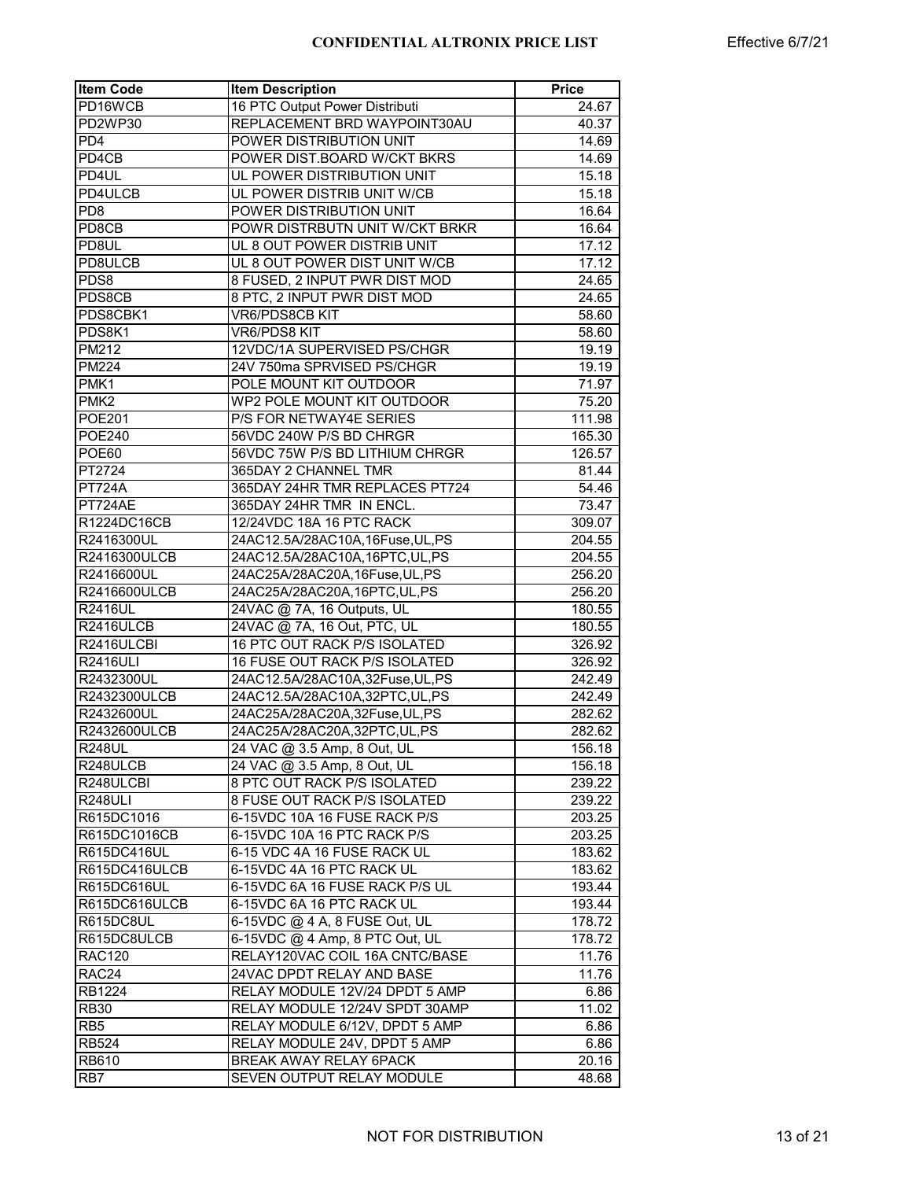| Item Code | Item Description | Price |
|---|---|---|
| PD16WCB | 16 PTC Output Power Distributi | 24.67 |
| PD2WP30 | REPLACEMENT BRD WAYPOINT30AU | 40.37 |
| PD4 | POWER DISTRIBUTION UNIT | 14.69 |
| PD4CB | POWER DIST.BOARD W/CKT BKRS | 14.69 |
| PD4UL | UL POWER DISTRIBUTION UNIT | 15.18 |
| PD4ULCB | UL POWER DISTRIB UNIT W/CB | 15.18 |
| PD8 | POWER DISTRIBUTION UNIT | 16.64 |
| PD8CB | POWR DISTRBUTN UNIT W/CKT BRKR | 16.64 |
| PD8UL | UL 8 OUT POWER DISTRIB UNIT | 17.12 |
| PD8ULCB | UL 8 OUT POWER DIST UNIT W/CB | 17.12 |
| PDS8 | 8 FUSED, 2 INPUT PWR DIST MOD | 24.65 |
| PDS8CB | 8 PTC, 2 INPUT PWR DIST MOD | 24.65 |
| PDS8CBK1 | VR6/PDS8CB KIT | 58.60 |
| PDS8K1 | VR6/PDS8 KIT | 58.60 |
| PM212 | 12VDC/1A SUPERVISED PS/CHGR | 19.19 |
| PM224 | 24V 750ma SPRVISED PS/CHGR | 19.19 |
| PMK1 | POLE MOUNT KIT OUTDOOR | 71.97 |
| PMK2 | WP2 POLE MOUNT KIT OUTDOOR | 75.20 |
| POE201 | P/S FOR NETWAY4E SERIES | 111.98 |
| POE240 | 56VDC 240W P/S BD CHRGR | 165.30 |
| POE60 | 56VDC 75W P/S BD LITHIUM CHRGR | 126.57 |
| PT2724 | 365DAY 2 CHANNEL TMR | 81.44 |
| PT724A | 365DAY 24HR TMR REPLACES PT724 | 54.46 |
| PT724AE | 365DAY 24HR TMR IN ENCL. | 73.47 |
| R1224DC16CB | 12/24VDC 18A 16 PTC RACK | 309.07 |
| R2416300UL | 24AC12.5A/28AC10A,16Fuse,UL,PS | 204.55 |
| R2416300ULCB | 24AC12.5A/28AC10A,16PTC,UL,PS | 204.55 |
| R2416600UL | 24AC25A/28AC20A,16Fuse,UL,PS | 256.20 |
| R2416600ULCB | 24AC25A/28AC20A,16PTC,UL,PS | 256.20 |
| R2416UL | 24VAC @ 7A, 16 Outputs, UL | 180.55 |
| R2416ULCB | 24VAC @ 7A, 16 Out, PTC, UL | 180.55 |
| R2416ULCBI | 16 PTC OUT RACK P/S ISOLATED | 326.92 |
| R2416ULI | 16 FUSE OUT RACK P/S ISOLATED | 326.92 |
| R2432300UL | 24AC12.5A/28AC10A,32Fuse,UL,PS | 242.49 |
| R2432300ULCB | 24AC12.5A/28AC10A,32PTC,UL,PS | 242.49 |
| R2432600UL | 24AC25A/28AC20A,32Fuse,UL,PS | 282.62 |
| R2432600ULCB | 24AC25A/28AC20A,32PTC,UL,PS | 282.62 |
| R248UL | 24 VAC @ 3.5 Amp, 8 Out, UL | 156.18 |
| R248ULCB | 24 VAC @ 3.5 Amp, 8 Out, UL | 156.18 |
| R248ULCBI | 8 PTC OUT RACK P/S ISOLATED | 239.22 |
| R248ULI | 8 FUSE OUT RACK P/S ISOLATED | 239.22 |
| R615DC1016 | 6-15VDC 10A 16 FUSE RACK P/S | 203.25 |
| R615DC1016CB | 6-15VDC 10A 16 PTC RACK P/S | 203.25 |
| R615DC416UL | 6-15 VDC 4A 16 FUSE RACK UL | 183.62 |
| R615DC416ULCB | 6-15VDC 4A 16 PTC RACK UL | 183.62 |
| R615DC616UL | 6-15VDC 6A 16 FUSE RACK P/S UL | 193.44 |
| R615DC616ULCB | 6-15VDC 6A 16 PTC RACK UL | 193.44 |
| R615DC8UL | 6-15VDC @ 4 A, 8 FUSE Out, UL | 178.72 |
| R615DC8ULCB | 6-15VDC @ 4 Amp, 8 PTC Out, UL | 178.72 |
| RAC120 | RELAY120VAC COIL 16A CNTC/BASE | 11.76 |
| RAC24 | 24VAC DPDT RELAY AND BASE | 11.76 |
| RB1224 | RELAY MODULE 12V/24 DPDT 5 AMP | 6.86 |
| RB30 | RELAY MODULE 12/24V SPDT 30AMP | 11.02 |
| RB5 | RELAY MODULE 6/12V, DPDT 5 AMP | 6.86 |
| RB524 | RELAY MODULE 24V, DPDT 5 AMP | 6.86 |
| RB610 | BREAK AWAY RELAY 6PACK | 20.16 |
| RB7 | SEVEN OUTPUT RELAY MODULE | 48.68 |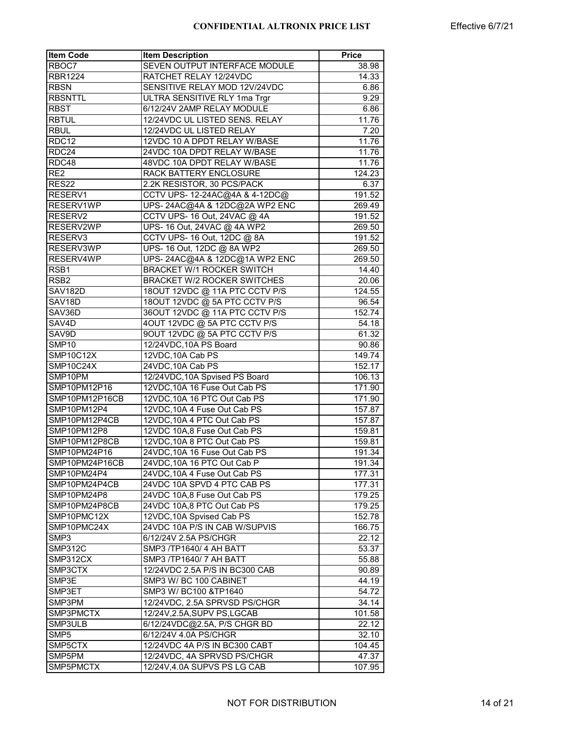| Item Code | Item Description | Price |
|---|---|---|
| RBOC7 | SEVEN OUTPUT INTERFACE MODULE | 38.98 |
| RBR1224 | RATCHET RELAY 12/24VDC | 14.33 |
| RBSN | SENSITIVE RELAY MOD 12V/24VDC | 6.86 |
| RBSNTTL | ULTRA SENSITIVE RLY 1ma Trgr | 9.29 |
| RBST | 6/12/24V 2AMP RELAY MODULE | 6.86 |
| RBTUL | 12/24VDC UL LISTED SENS. RELAY | 11.76 |
| RBUL | 12/24VDC UL LISTED RELAY | 7.20 |
| RDC12 | 12VDC 10 A DPDT RELAY W/BASE | 11.76 |
| RDC24 | 24VDC 10A DPDT RELAY W/BASE | 11.76 |
| RDC48 | 48VDC 10A DPDT RELAY W/BASE | 11.76 |
| RE2 | RACK BATTERY ENCLOSURE | 124.23 |
| RES22 | 2.2K RESISTOR, 30 PCS/PACK | 6.37 |
| RESERV1 | CCTV UPS- 12-24AC@4A & 4-12DC@ | 191.52 |
| RESERV1WP | UPS- 24AC@4A & 12DC@2A WP2 ENC | 269.49 |
| RESERV2 | CCTV UPS- 16 Out, 24VAC @ 4A | 191.52 |
| RESERV2WP | UPS- 16 Out, 24VAC @ 4A WP2 | 269.50 |
| RESERV3 | CCTV UPS- 16 Out, 12DC @ 8A | 191.52 |
| RESERV3WP | UPS- 16 Out, 12DC @ 8A WP2 | 269.50 |
| RESERV4WP | UPS- 24AC@4A & 12DC@1A WP2 ENC | 269.50 |
| RSB1 | BRACKET W/1 ROCKER SWITCH | 14.40 |
| RSB2 | BRACKET W/2 ROCKER SWITCHES | 20.06 |
| SAV182D | 18OUT 12VDC @ 11A PTC CCTV P/S | 124.55 |
| SAV18D | 18OUT 12VDC @ 5A PTC CCTV P/S | 96.54 |
| SAV36D | 36OUT 12VDC @ 11A PTC CCTV P/S | 152.74 |
| SAV4D | 4OUT 12VDC @ 5A PTC CCTV P/S | 54.18 |
| SAV9D | 9OUT 12VDC @ 5A PTC CCTV P/S | 61.32 |
| SMP10 | 12/24VDC,10A PS Board | 90.86 |
| SMP10C12X | 12VDC,10A Cab PS | 149.74 |
| SMP10C24X | 24VDC,10A Cab PS | 152.17 |
| SMP10PM | 12/24VDC,10A Spvised PS Board | 106.13 |
| SMP10PM12P16 | 12VDC,10A 16 Fuse Out Cab PS | 171.90 |
| SMP10PM12P16CB | 12VDC,10A 16 PTC Out Cab PS | 171.90 |
| SMP10PM12P4 | 12VDC,10A 4 Fuse Out Cab PS | 157.87 |
| SMP10PM12P4CB | 12VDC,10A 4 PTC Out Cab PS | 157.87 |
| SMP10PM12P8 | 12VDC 10A,8 Fuse Out Cab PS | 159.81 |
| SMP10PM12P8CB | 12VDC,10A 8 PTC Out Cab PS | 159.81 |
| SMP10PM24P16 | 24VDC,10A 16 Fuse Out Cab PS | 191.34 |
| SMP10PM24P16CB | 24VDC,10A 16 PTC Out Cab P | 191.34 |
| SMP10PM24P4 | 24VDC,10A 4 Fuse Out Cab PS | 177.31 |
| SMP10PM24P4CB | 24VDC 10A SPVD 4 PTC CAB PS | 177.31 |
| SMP10PM24P8 | 24VDC 10A,8 Fuse Out Cab PS | 179.25 |
| SMP10PM24P8CB | 24VDC 10A,8 PTC Out Cab PS | 179.25 |
| SMP10PMC12X | 12VDC,10A Spvised Cab PS | 152.78 |
| SMP10PMC24X | 24VDC 10A P/S IN CAB W/SUPVIS | 166.75 |
| SMP3 | 6/12/24V 2.5A PS/CHGR | 22.12 |
| SMP312C | SMP3 /TP1640/ 4 AH BATT | 53.37 |
| SMP312CX | SMP3 /TP1640/ 7 AH BATT | 55.88 |
| SMP3CTX | 12/24VDC 2.5A P/S IN BC300 CAB | 90.89 |
| SMP3E | SMP3 W/ BC 100 CABINET | 44.19 |
| SMP3ET | SMP3 W/ BC100 &TP1640 | 54.72 |
| SMP3PM | 12/24VDC, 2.5A SPRVSD PS/CHGR | 34.14 |
| SMP3PMCTX | 12/24V,2.5A,SUPV PS,LGCAB | 101.58 |
| SMP3ULB | 6/12/24VDC@2.5A, P/S CHGR BD | 22.12 |
| SMP5 | 6/12/24V 4.0A PS/CHGR | 32.10 |
| SMP5CTX | 12/24VDC 4A P/S IN BC300 CABT | 104.45 |
| SMP5PM | 12/24VDC, 4A SPRVSD PS/CHGR | 47.37 |
| SMP5PMCTX | 12/24V,4.0A SUPVS PS LG CAB | 107.95 |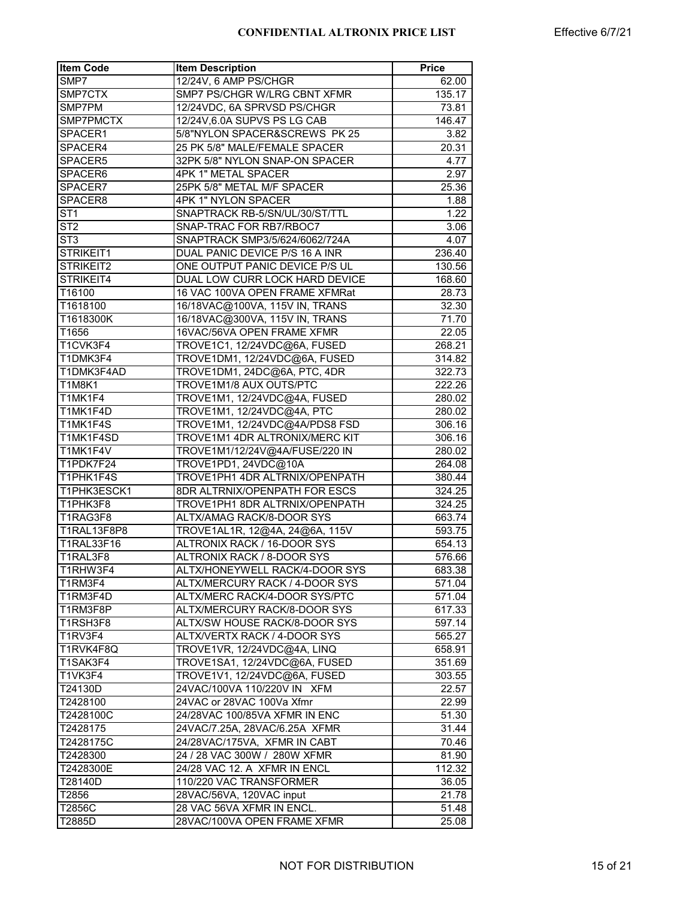| Item Code | Item Description | Price |
|---|---|---|
| SMP7 | 12/24V, 6 AMP PS/CHGR | 62.00 |
| SMP7CTX | SMP7 PS/CHGR W/LRG CBNT XFMR | 135.17 |
| SMP7PM | 12/24VDC, 6A SPRVSD PS/CHGR | 73.81 |
| SMP7PMCTX | 12/24V,6.0A SUPVS PS LG CAB | 146.47 |
| SPACER1 | 5/8"NYLON SPACER&SCREWS PK 25 | 3.82 |
| SPACER4 | 25 PK 5/8" MALE/FEMALE SPACER | 20.31 |
| SPACER5 | 32PK 5/8" NYLON SNAP-ON SPACER | 4.77 |
| SPACER6 | 4PK 1" METAL SPACER | 2.97 |
| SPACER7 | 25PK 5/8" METAL M/F SPACER | 25.36 |
| SPACER8 | 4PK 1" NYLON SPACER | 1.88 |
| ST1 | SNAPTRACK RB-5/SN/UL/30/ST/TTL | 1.22 |
| ST2 | SNAP-TRAC FOR RB7/RBOC7 | 3.06 |
| ST3 | SNAPTRACK SMP3/5/624/6062/724A | 4.07 |
| STRIKEIT1 | DUAL PANIC DEVICE P/S 16 A INR | 236.40 |
| STRIKEIT2 | ONE OUTPUT PANIC DEVICE P/S UL | 130.56 |
| STRIKEIT4 | DUAL LOW CURR LOCK HARD DEVICE | 168.60 |
| T16100 | 16 VAC 100VA OPEN FRAME XFMRat | 28.73 |
| T1618100 | 16/18VAC@100VA, 115V IN, TRANS | 32.30 |
| T1618300K | 16/18VAC@300VA, 115V IN, TRANS | 71.70 |
| T1656 | 16VAC/56VA OPEN FRAME XFMR | 22.05 |
| T1CVK3F4 | TROVE1C1, 12/24VDC@6A, FUSED | 268.21 |
| T1DMK3F4 | TROVE1DM1, 12/24VDC@6A, FUSED | 314.82 |
| T1DMK3F4AD | TROVE1DM1, 24DC@6A, PTC, 4DR | 322.73 |
| T1M8K1 | TROVE1M1/8 AUX OUTS/PTC | 222.26 |
| T1MK1F4 | TROVE1M1, 12/24VDC@4A, FUSED | 280.02 |
| T1MK1F4D | TROVE1M1, 12/24VDC@4A, PTC | 280.02 |
| T1MK1F4S | TROVE1M1, 12/24VDC@4A/PDS8 FSD | 306.16 |
| T1MK1F4SD | TROVE1M1 4DR ALTRONIX/MERC KIT | 306.16 |
| T1MK1F4V | TROVE1M1/12/24V@4A/FUSE/220 IN | 280.02 |
| T1PDK7F24 | TROVE1PD1, 24VDC@10A | 264.08 |
| T1PHK1F4S | TROVE1PH1 4DR ALTRNIX/OPENPATH | 380.44 |
| T1PHK3ESCK1 | 8DR ALTRNIX/OPENPATH FOR ESCS | 324.25 |
| T1PHK3F8 | TROVE1PH1 8DR ALTRNIX/OPENPATH | 324.25 |
| T1RAG3F8 | ALTX/AMAG RACK/8-DOOR SYS | 663.74 |
| T1RAL13F8P8 | TROVE1AL1R, 12@4A, 24@6A, 115V | 593.75 |
| T1RAL33F16 | ALTRONIX RACK / 16-DOOR SYS | 654.13 |
| T1RAL3F8 | ALTRONIX RACK / 8-DOOR SYS | 576.66 |
| T1RHW3F4 | ALTX/HONEYWELL RACK/4-DOOR SYS | 683.38 |
| T1RM3F4 | ALTX/MERCURY RACK / 4-DOOR SYS | 571.04 |
| T1RM3F4D | ALTX/MERC RACK/4-DOOR SYS/PTC | 571.04 |
| T1RM3F8P | ALTX/MERCURY RACK/8-DOOR SYS | 617.33 |
| T1RSH3F8 | ALTX/SW HOUSE RACK/8-DOOR SYS | 597.14 |
| T1RV3F4 | ALTX/VERTX RACK / 4-DOOR SYS | 565.27 |
| T1RVK4F8Q | TROVE1VR, 12/24VDC@4A, LINQ | 658.91 |
| T1SAK3F4 | TROVE1SA1, 12/24VDC@6A, FUSED | 351.69 |
| T1VK3F4 | TROVE1V1, 12/24VDC@6A, FUSED | 303.55 |
| T24130D | 24VAC/100VA 110/220V IN XFM | 22.57 |
| T2428100 | 24VAC or 28VAC 100Va Xfmr | 22.99 |
| T2428100C | 24/28VAC 100/85VA XFMR IN ENC | 51.30 |
| T2428175 | 24VAC/7.25A, 28VAC/6.25A XFMR | 31.44 |
| T2428175C | 24/28VAC/175VA, XFMR IN CABT | 70.46 |
| T2428300 | 24 / 28 VAC 300W / 280W XFMR | 81.90 |
| T2428300E | 24/28 VAC 12. A XFMR IN ENCL | 112.32 |
| T28140D | 110/220 VAC TRANSFORMER | 36.05 |
| T2856 | 28VAC/56VA, 120VAC input | 21.78 |
| T2856C | 28 VAC 56VA XFMR IN ENCL. | 51.48 |
| T2885D | 28VAC/100VA OPEN FRAME XFMR | 25.08 |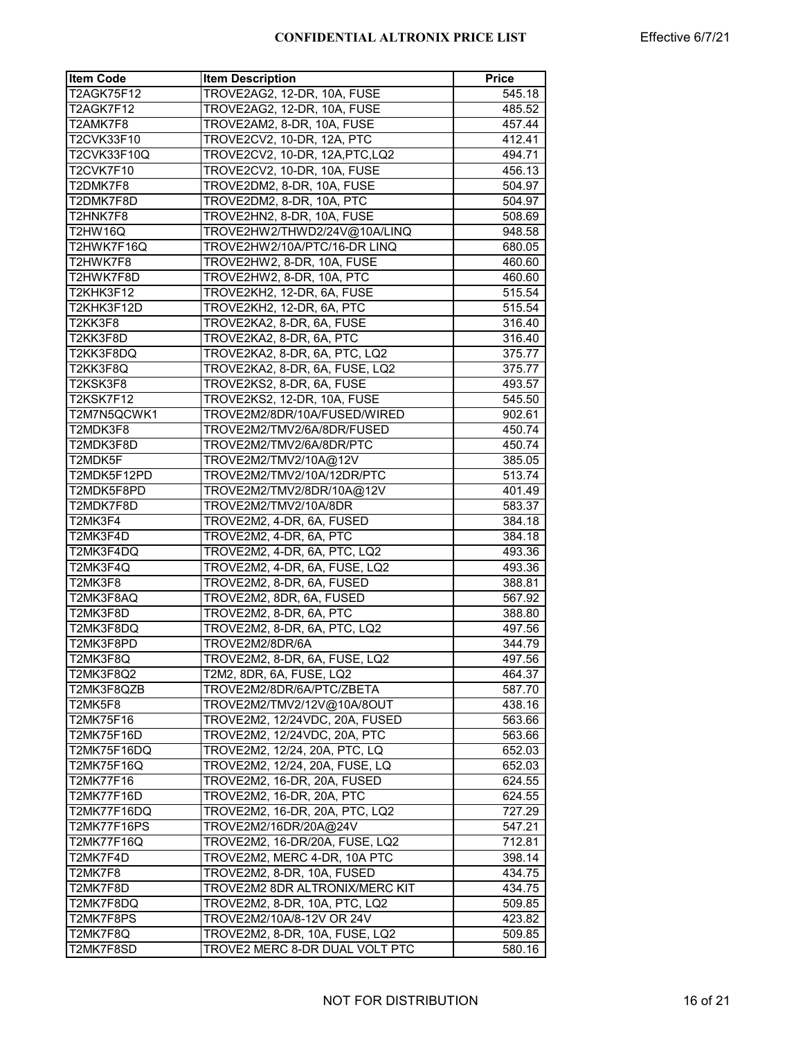| Item Code | Item Description | Price |
| --- | --- | --- |
| T2AGK75F12 | TROVE2AG2, 12-DR, 10A, FUSE | 545.18 |
| T2AGK7F12 | TROVE2AG2, 12-DR, 10A, FUSE | 485.52 |
| T2AMK7F8 | TROVE2AM2, 8-DR, 10A, FUSE | 457.44 |
| T2CVK33F10 | TROVE2CV2, 10-DR, 12A, PTC | 412.41 |
| T2CVK33F10Q | TROVE2CV2, 10-DR, 12A,PTC,LQ2 | 494.71 |
| T2CVK7F10 | TROVE2CV2, 10-DR, 10A, FUSE | 456.13 |
| T2DMK7F8 | TROVE2DM2, 8-DR, 10A, FUSE | 504.97 |
| T2DMK7F8D | TROVE2DM2, 8-DR, 10A, PTC | 504.97 |
| T2HNK7F8 | TROVE2HN2, 8-DR, 10A, FUSE | 508.69 |
| T2HW16Q | TROVE2HW2/THWD2/24V@10A/LINQ | 948.58 |
| T2HWK7F16Q | TROVE2HW2/10A/PTC/16-DR LINQ | 680.05 |
| T2HWK7F8 | TROVE2HW2, 8-DR, 10A, FUSE | 460.60 |
| T2HWK7F8D | TROVE2HW2, 8-DR, 10A, PTC | 460.60 |
| T2KHK3F12 | TROVE2KH2, 12-DR, 6A, FUSE | 515.54 |
| T2KHK3F12D | TROVE2KH2, 12-DR, 6A, PTC | 515.54 |
| T2KK3F8 | TROVE2KA2, 8-DR, 6A, FUSE | 316.40 |
| T2KK3F8D | TROVE2KA2, 8-DR, 6A, PTC | 316.40 |
| T2KK3F8DQ | TROVE2KA2, 8-DR, 6A, PTC, LQ2 | 375.77 |
| T2KK3F8Q | TROVE2KA2, 8-DR, 6A, FUSE, LQ2 | 375.77 |
| T2KSK3F8 | TROVE2KS2, 8-DR, 6A, FUSE | 493.57 |
| T2KSK7F12 | TROVE2KS2, 12-DR, 10A, FUSE | 545.50 |
| T2M7N5QCWK1 | TROVE2M2/8DR/10A/FUSED/WIRED | 902.61 |
| T2MDK3F8 | TROVE2M2/TMV2/6A/8DR/FUSED | 450.74 |
| T2MDK3F8D | TROVE2M2/TMV2/6A/8DR/PTC | 450.74 |
| T2MDK5F | TROVE2M2/TMV2/10A@12V | 385.05 |
| T2MDK5F12PD | TROVE2M2/TMV2/10A/12DR/PTC | 513.74 |
| T2MDK5F8PD | TROVE2M2/TMV2/8DR/10A@12V | 401.49 |
| T2MDK7F8D | TROVE2M2/TMV2/10A/8DR | 583.37 |
| T2MK3F4 | TROVE2M2, 4-DR, 6A, FUSED | 384.18 |
| T2MK3F4D | TROVE2M2, 4-DR, 6A, PTC | 384.18 |
| T2MK3F4DQ | TROVE2M2, 4-DR, 6A, PTC, LQ2 | 493.36 |
| T2MK3F4Q | TROVE2M2, 4-DR, 6A, FUSE, LQ2 | 493.36 |
| T2MK3F8 | TROVE2M2, 8-DR, 6A, FUSED | 388.81 |
| T2MK3F8AQ | TROVE2M2, 8DR, 6A, FUSED | 567.92 |
| T2MK3F8D | TROVE2M2, 8-DR, 6A, PTC | 388.80 |
| T2MK3F8DQ | TROVE2M2, 8-DR, 6A, PTC, LQ2 | 497.56 |
| T2MK3F8PD | TROVE2M2/8DR/6A | 344.79 |
| T2MK3F8Q | TROVE2M2, 8-DR, 6A, FUSE, LQ2 | 497.56 |
| T2MK3F8Q2 | T2M2, 8DR, 6A, FUSE, LQ2 | 464.37 |
| T2MK3F8QZB | TROVE2M2/8DR/6A/PTC/ZBETA | 587.70 |
| T2MK5F8 | TROVE2M2/TMV2/12V@10A/8OUT | 438.16 |
| T2MK75F16 | TROVE2M2, 12/24VDC, 20A, FUSED | 563.66 |
| T2MK75F16D | TROVE2M2, 12/24VDC, 20A, PTC | 563.66 |
| T2MK75F16DQ | TROVE2M2, 12/24, 20A, PTC, LQ | 652.03 |
| T2MK75F16Q | TROVE2M2, 12/24, 20A, FUSE, LQ | 652.03 |
| T2MK77F16 | TROVE2M2, 16-DR, 20A, FUSED | 624.55 |
| T2MK77F16D | TROVE2M2, 16-DR, 20A, PTC | 624.55 |
| T2MK77F16DQ | TROVE2M2, 16-DR, 20A, PTC, LQ2 | 727.29 |
| T2MK77F16PS | TROVE2M2/16DR/20A@24V | 547.21 |
| T2MK77F16Q | TROVE2M2, 16-DR/20A, FUSE, LQ2 | 712.81 |
| T2MK7F4D | TROVE2M2, MERC 4-DR, 10A PTC | 398.14 |
| T2MK7F8 | TROVE2M2, 8-DR, 10A, FUSED | 434.75 |
| T2MK7F8D | TROVE2M2 8DR ALTRONIX/MERC KIT | 434.75 |
| T2MK7F8DQ | TROVE2M2, 8-DR, 10A, PTC, LQ2 | 509.85 |
| T2MK7F8PS | TROVE2M2/10A/8-12V OR 24V | 423.82 |
| T2MK7F8Q | TROVE2M2, 8-DR, 10A, FUSE, LQ2 | 509.85 |
| T2MK7F8SD | TROVE2 MERC 8-DR DUAL VOLT PTC | 580.16 |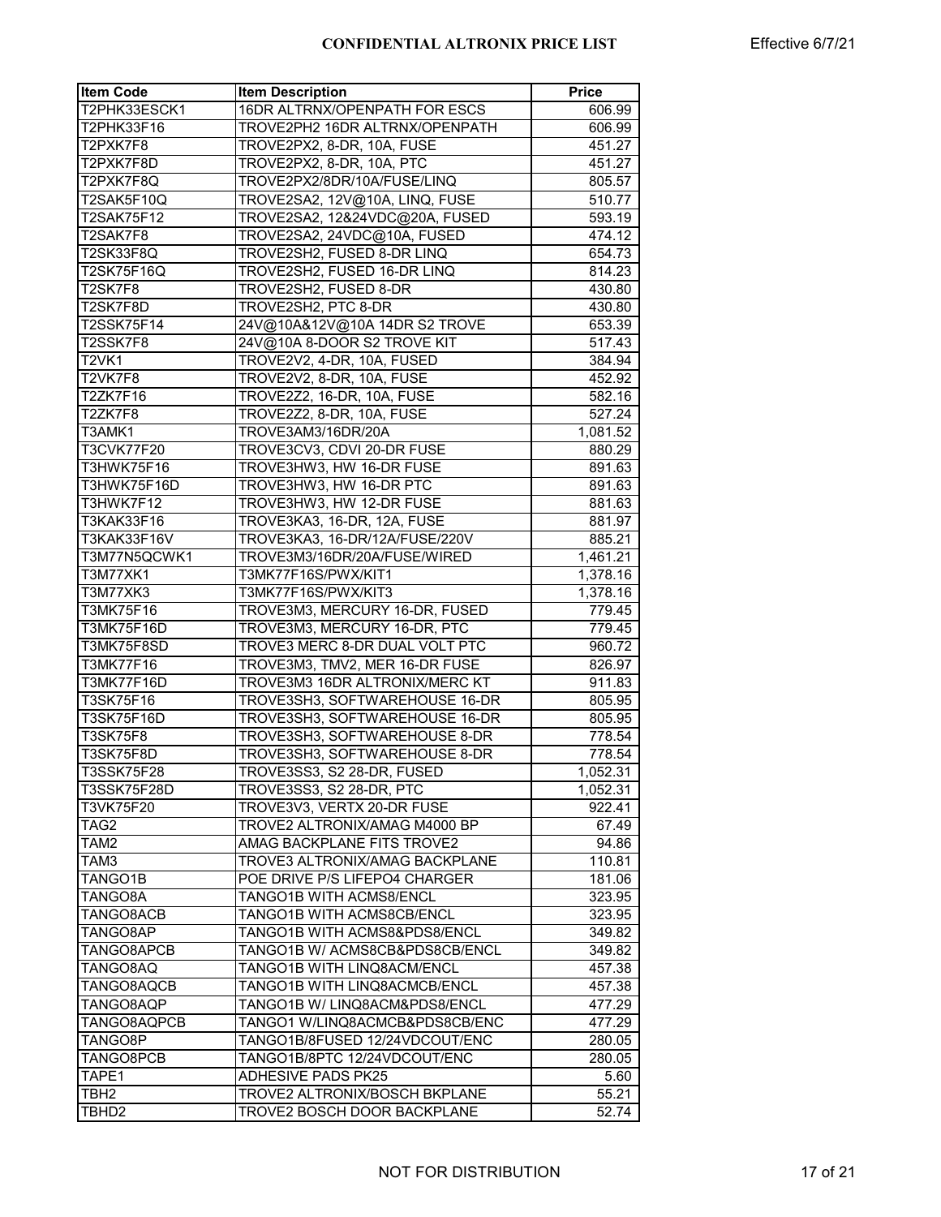| Item Code | Item Description | Price |
|---|---|---|
| T2PHK33ESCK1 | 16DR ALTRNX/OPENPATH FOR ESCS | 606.99 |
| T2PHK33F16 | TROVE2PH2 16DR ALTRNX/OPENPATH | 606.99 |
| T2PXK7F8 | TROVE2PX2, 8-DR, 10A, FUSE | 451.27 |
| T2PXK7F8D | TROVE2PX2, 8-DR, 10A, PTC | 451.27 |
| T2PXK7F8Q | TROVE2PX2/8DR/10A/FUSE/LINQ | 805.57 |
| T2SAK5F10Q | TROVE2SA2, 12V@10A, LINQ, FUSE | 510.77 |
| T2SAK75F12 | TROVE2SA2, 12&24VDC@20A, FUSED | 593.19 |
| T2SAK7F8 | TROVE2SA2, 24VDC@10A, FUSED | 474.12 |
| T2SK33F8Q | TROVE2SH2, FUSED 8-DR LINQ | 654.73 |
| T2SK75F16Q | TROVE2SH2, FUSED 16-DR LINQ | 814.23 |
| T2SK7F8 | TROVE2SH2, FUSED 8-DR | 430.80 |
| T2SK7F8D | TROVE2SH2, PTC 8-DR | 430.80 |
| T2SSK75F14 | 24V@10A&12V@10A 14DR S2 TROVE | 653.39 |
| T2SSK7F8 | 24V@10A 8-DOOR S2 TROVE KIT | 517.43 |
| T2VK1 | TROVE2V2, 4-DR, 10A, FUSED | 384.94 |
| T2VK7F8 | TROVE2V2, 8-DR, 10A, FUSE | 452.92 |
| T2ZK7F16 | TROVE2Z2, 16-DR, 10A, FUSE | 582.16 |
| T2ZK7F8 | TROVE2Z2, 8-DR, 10A, FUSE | 527.24 |
| T3AMK1 | TROVE3AM3/16DR/20A | 1,081.52 |
| T3CVK77F20 | TROVE3CV3, CDVI 20-DR FUSE | 880.29 |
| T3HWK75F16 | TROVE3HW3, HW 16-DR FUSE | 891.63 |
| T3HWK75F16D | TROVE3HW3, HW 16-DR PTC | 891.63 |
| T3HWK7F12 | TROVE3HW3, HW 12-DR FUSE | 881.63 |
| T3KAK33F16 | TROVE3KA3, 16-DR, 12A, FUSE | 881.97 |
| T3KAK33F16V | TROVE3KA3, 16-DR/12A/FUSE/220V | 885.21 |
| T3M77N5QCWK1 | TROVE3M3/16DR/20A/FUSE/WIRED | 1,461.21 |
| T3M77XK1 | T3MK77F16S/PWX/KIT1 | 1,378.16 |
| T3M77XK3 | T3MK77F16S/PWX/KIT3 | 1,378.16 |
| T3MK75F16 | TROVE3M3, MERCURY 16-DR, FUSED | 779.45 |
| T3MK75F16D | TROVE3M3, MERCURY 16-DR, PTC | 779.45 |
| T3MK75F8SD | TROVE3 MERC 8-DR DUAL VOLT PTC | 960.72 |
| T3MK77F16 | TROVE3M3, TMV2, MER 16-DR FUSE | 826.97 |
| T3MK77F16D | TROVE3M3 16DR ALTRONIX/MERC KT | 911.83 |
| T3SK75F16 | TROVE3SH3, SOFTWAREHOUSE 16-DR | 805.95 |
| T3SK75F16D | TROVE3SH3, SOFTWAREHOUSE 16-DR | 805.95 |
| T3SK75F8 | TROVE3SH3, SOFTWAREHOUSE 8-DR | 778.54 |
| T3SK75F8D | TROVE3SH3, SOFTWAREHOUSE 8-DR | 778.54 |
| T3SSK75F28 | TROVE3SS3, S2 28-DR, FUSED | 1,052.31 |
| T3SSK75F28D | TROVE3SS3, S2 28-DR, PTC | 1,052.31 |
| T3VK75F20 | TROVE3V3, VERTX 20-DR FUSE | 922.41 |
| TAG2 | TROVE2 ALTRONIX/AMAG M4000 BP | 67.49 |
| TAM2 | AMAG BACKPLANE FITS TROVE2 | 94.86 |
| TAM3 | TROVE3 ALTRONIX/AMAG BACKPLANE | 110.81 |
| TANGO1B | POE DRIVE P/S LIFEPO4 CHARGER | 181.06 |
| TANGO8A | TANGO1B WITH ACMS8/ENCL | 323.95 |
| TANGO8ACB | TANGO1B WITH ACMS8CB/ENCL | 323.95 |
| TANGO8AP | TANGO1B WITH ACMS8&PDS8/ENCL | 349.82 |
| TANGO8APCB | TANGO1B W/ ACMS8CB&PDS8CB/ENCL | 349.82 |
| TANGO8AQ | TANGO1B WITH LINQ8ACM/ENCL | 457.38 |
| TANGO8AQCB | TANGO1B WITH LINQ8ACMCB/ENCL | 457.38 |
| TANGO8AQP | TANGO1B W/ LINQ8ACM&PDS8/ENCL | 477.29 |
| TANGO8AQPCB | TANGO1 W/LINQ8ACMCB&PDS8CB/ENC | 477.29 |
| TANGO8P | TANGO1B/8FUSED 12/24VDCOUT/ENC | 280.05 |
| TANGO8PCB | TANGO1B/8PTC 12/24VDCOUT/ENC | 280.05 |
| TAPE1 | ADHESIVE PADS PK25 | 5.60 |
| TBH2 | TROVE2 ALTRONIX/BOSCH BKPLANE | 55.21 |
| TBHD2 | TROVE2 BOSCH DOOR BACKPLANE | 52.74 |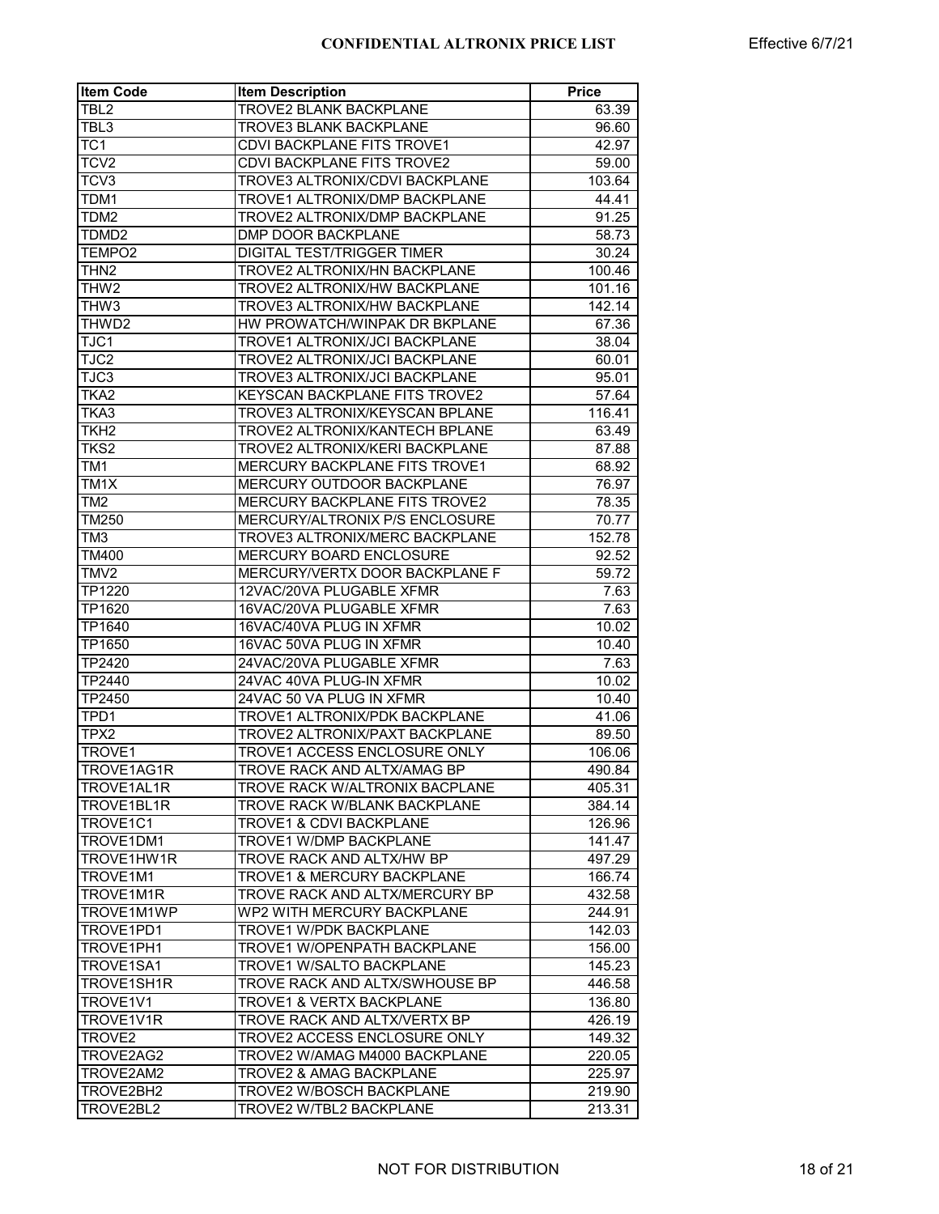| Item Code | Item Description | Price |
|---|---|---|
| TBL2 | TROVE2 BLANK BACKPLANE | 63.39 |
| TBL3 | TROVE3 BLANK BACKPLANE | 96.60 |
| TC1 | CDVI BACKPLANE FITS TROVE1 | 42.97 |
| TCV2 | CDVI BACKPLANE FITS TROVE2 | 59.00 |
| TCV3 | TROVE3 ALTRONIX/CDVI BACKPLANE | 103.64 |
| TDM1 | TROVE1 ALTRONIX/DMP BACKPLANE | 44.41 |
| TDM2 | TROVE2 ALTRONIX/DMP BACKPLANE | 91.25 |
| TDMD2 | DMP DOOR BACKPLANE | 58.73 |
| TEMPO2 | DIGITAL TEST/TRIGGER TIMER | 30.24 |
| THN2 | TROVE2 ALTRONIX/HN BACKPLANE | 100.46 |
| THW2 | TROVE2 ALTRONIX/HW BACKPLANE | 101.16 |
| THW3 | TROVE3 ALTRONIX/HW BACKPLANE | 142.14 |
| THWD2 | HW PROWATCH/WINPAK DR BKPLANE | 67.36 |
| TJC1 | TROVE1 ALTRONIX/JCI BACKPLANE | 38.04 |
| TJC2 | TROVE2 ALTRONIX/JCI BACKPLANE | 60.01 |
| TJC3 | TROVE3 ALTRONIX/JCI BACKPLANE | 95.01 |
| TKA2 | KEYSCAN BACKPLANE FITS TROVE2 | 57.64 |
| TKA3 | TROVE3 ALTRONIX/KEYSCAN BPLANE | 116.41 |
| TKH2 | TROVE2 ALTRONIX/KANTECH BPLANE | 63.49 |
| TKS2 | TROVE2 ALTRONIX/KERI BACKPLANE | 87.88 |
| TM1 | MERCURY BACKPLANE FITS TROVE1 | 68.92 |
| TM1X | MERCURY OUTDOOR BACKPLANE | 76.97 |
| TM2 | MERCURY BACKPLANE FITS TROVE2 | 78.35 |
| TM250 | MERCURY/ALTRONIX P/S ENCLOSURE | 70.77 |
| TM3 | TROVE3 ALTRONIX/MERC BACKPLANE | 152.78 |
| TM400 | MERCURY BOARD ENCLOSURE | 92.52 |
| TMV2 | MERCURY/VERTX DOOR BACKPLANE F | 59.72 |
| TP1220 | 12VAC/20VA PLUGABLE XFMR | 7.63 |
| TP1620 | 16VAC/20VA PLUGABLE XFMR | 7.63 |
| TP1640 | 16VAC/40VA PLUG IN XFMR | 10.02 |
| TP1650 | 16VAC 50VA PLUG IN XFMR | 10.40 |
| TP2420 | 24VAC/20VA PLUGABLE XFMR | 7.63 |
| TP2440 | 24VAC 40VA PLUG-IN XFMR | 10.02 |
| TP2450 | 24VAC 50 VA PLUG IN XFMR | 10.40 |
| TPD1 | TROVE1 ALTRONIX/PDK BACKPLANE | 41.06 |
| TPX2 | TROVE2 ALTRONIX/PAXT BACKPLANE | 89.50 |
| TROVE1 | TROVE1 ACCESS ENCLOSURE ONLY | 106.06 |
| TROVE1AG1R | TROVE RACK AND ALTX/AMAG BP | 490.84 |
| TROVE1AL1R | TROVE RACK W/ALTRONIX BACPLANE | 405.31 |
| TROVE1BL1R | TROVE RACK W/BLANK BACKPLANE | 384.14 |
| TROVE1C1 | TROVE1 & CDVI BACKPLANE | 126.96 |
| TROVE1DM1 | TROVE1 W/DMP BACKPLANE | 141.47 |
| TROVE1HW1R | TROVE RACK AND ALTX/HW BP | 497.29 |
| TROVE1M1 | TROVE1 & MERCURY BACKPLANE | 166.74 |
| TROVE1M1R | TROVE RACK AND ALTX/MERCURY BP | 432.58 |
| TROVE1M1WP | WP2 WITH MERCURY BACKPLANE | 244.91 |
| TROVE1PD1 | TROVE1 W/PDK BACKPLANE | 142.03 |
| TROVE1PH1 | TROVE1 W/OPENPATH BACKPLANE | 156.00 |
| TROVE1SA1 | TROVE1 W/SALTO BACKPLANE | 145.23 |
| TROVE1SH1R | TROVE RACK AND ALTX/SWHOUSE BP | 446.58 |
| TROVE1V1 | TROVE1 & VERTX BACKPLANE | 136.80 |
| TROVE1V1R | TROVE RACK AND ALTX/VERTX BP | 426.19 |
| TROVE2 | TROVE2 ACCESS ENCLOSURE ONLY | 149.32 |
| TROVE2AG2 | TROVE2 W/AMAG M4000 BACKPLANE | 220.05 |
| TROVE2AM2 | TROVE2 & AMAG BACKPLANE | 225.97 |
| TROVE2BH2 | TROVE2 W/BOSCH BACKPLANE | 219.90 |
| TROVE2BL2 | TROVE2 W/TBL2 BACKPLANE | 213.31 |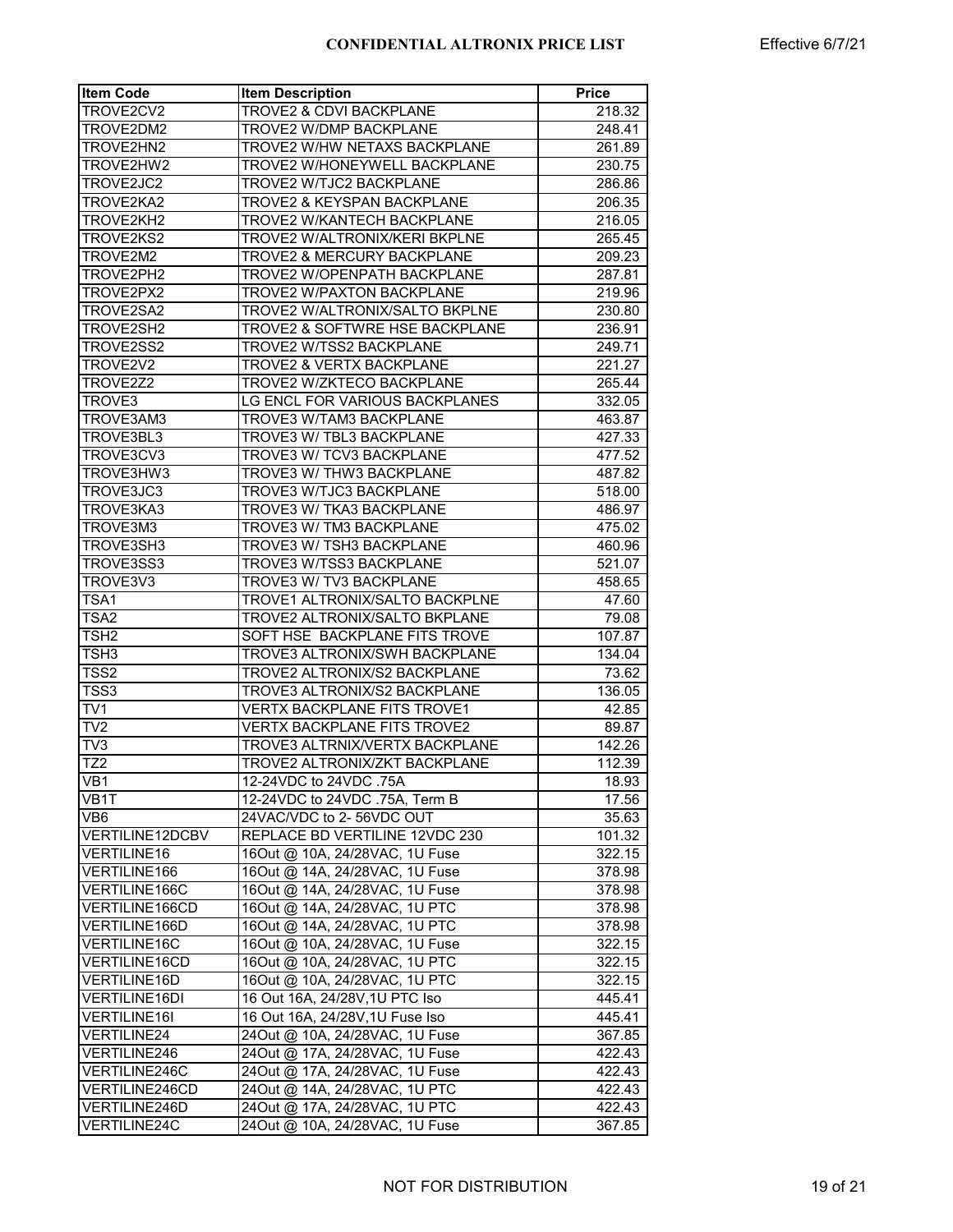**CONFIDENTIAL ALTRONIX PRICE LIST** Effective 6/7/21

| Item Code | Item Description | Price |
|---|---|---|
| TROVE2CV2 | TROVE2 & CDVI BACKPLANE | 218.32 |
| TROVE2DM2 | TROVE2 W/DMP BACKPLANE | 248.41 |
| TROVE2HN2 | TROVE2 W/HW NETAXS BACKPLANE | 261.89 |
| TROVE2HW2 | TROVE2 W/HONEYWELL BACKPLANE | 230.75 |
| TROVE2JC2 | TROVE2 W/TJC2 BACKPLANE | 286.86 |
| TROVE2KA2 | TROVE2 & KEYSPAN BACKPLANE | 206.35 |
| TROVE2KH2 | TROVE2 W/KANTECH BACKPLANE | 216.05 |
| TROVE2KS2 | TROVE2 W/ALTRONIX/KERI BKPLNE | 265.45 |
| TROVE2M2 | TROVE2 & MERCURY BACKPLANE | 209.23 |
| TROVE2PH2 | TROVE2 W/OPENPATH BACKPLANE | 287.81 |
| TROVE2PX2 | TROVE2 W/PAXTON BACKPLANE | 219.96 |
| TROVE2SA2 | TROVE2 W/ALTRONIX/SALTO BKPLNE | 230.80 |
| TROVE2SH2 | TROVE2 & SOFTWRE HSE BACKPLANE | 236.91 |
| TROVE2SS2 | TROVE2 W/TSS2 BACKPLANE | 249.71 |
| TROVE2V2 | TROVE2 & VERTX BACKPLANE | 221.27 |
| TROVE2Z2 | TROVE2 W/ZKTECO BACKPLANE | 265.44 |
| TROVE3 | LG ENCL FOR VARIOUS BACKPLANES | 332.05 |
| TROVE3AM3 | TROVE3 W/TAM3 BACKPLANE | 463.87 |
| TROVE3BL3 | TROVE3 W/ TBL3 BACKPLANE | 427.33 |
| TROVE3CV3 | TROVE3 W/ TCV3 BACKPLANE | 477.52 |
| TROVE3HW3 | TROVE3 W/ THW3 BACKPLANE | 487.82 |
| TROVE3JC3 | TROVE3 W/TJC3 BACKPLANE | 518.00 |
| TROVE3KA3 | TROVE3 W/ TKA3 BACKPLANE | 486.97 |
| TROVE3M3 | TROVE3 W/ TM3 BACKPLANE | 475.02 |
| TROVE3SH3 | TROVE3 W/ TSH3 BACKPLANE | 460.96 |
| TROVE3SS3 | TROVE3 W/TSS3 BACKPLANE | 521.07 |
| TROVE3V3 | TROVE3 W/ TV3 BACKPLANE | 458.65 |
| TSA1 | TROVE1 ALTRONIX/SALTO BACKPLNE | 47.60 |
| TSA2 | TROVE2 ALTRONIX/SALTO BKPLANE | 79.08 |
| TSH2 | SOFT HSE BACKPLANE FITS TROVE | 107.87 |
| TSH3 | TROVE3 ALTRONIX/SWH BACKPLANE | 134.04 |
| TSS2 | TROVE2 ALTRONIX/S2 BACKPLANE | 73.62 |
| TSS3 | TROVE3 ALTRONIX/S2 BACKPLANE | 136.05 |
| TV1 | VERTX BACKPLANE FITS TROVE1 | 42.85 |
| TV2 | VERTX BACKPLANE FITS TROVE2 | 89.87 |
| TV3 | TROVE3 ALTRNIX/VERTX BACKPLANE | 142.26 |
| TZ2 | TROVE2 ALTRONIX/ZKT BACKPLANE | 112.39 |
| VB1 | 12-24VDC to 24VDC .75A | 18.93 |
| VB1T | 12-24VDC to 24VDC .75A, Term B | 17.56 |
| VB6 | 24VAC/VDC to 2- 56VDC OUT | 35.63 |
| VERTILINE12DCBV | REPLACE BD VERTILINE 12VDC 230 | 101.32 |
| VERTILINE16 | 16Out @ 10A, 24/28VAC, 1U Fuse | 322.15 |
| VERTILINE166 | 16Out @ 14A, 24/28VAC, 1U Fuse | 378.98 |
| VERTILINE166C | 16Out @ 14A, 24/28VAC, 1U Fuse | 378.98 |
| VERTILINE166CD | 16Out @ 14A, 24/28VAC, 1U PTC | 378.98 |
| VERTILINE166D | 16Out @ 14A, 24/28VAC, 1U PTC | 378.98 |
| VERTILINE16C | 16Out @ 10A, 24/28VAC, 1U Fuse | 322.15 |
| VERTILINE16CD | 16Out @ 10A, 24/28VAC, 1U PTC | 322.15 |
| VERTILINE16D | 16Out @ 10A, 24/28VAC, 1U PTC | 322.15 |
| VERTILINE16DI | 16 Out 16A, 24/28V,1U PTC Iso | 445.41 |
| VERTILINE16I | 16 Out 16A, 24/28V,1U Fuse Iso | 445.41 |
| VERTILINE24 | 24Out @ 10A, 24/28VAC, 1U Fuse | 367.85 |
| VERTILINE246 | 24Out @ 17A, 24/28VAC, 1U Fuse | 422.43 |
| VERTILINE246C | 24Out @ 17A, 24/28VAC, 1U Fuse | 422.43 |
| VERTILINE246CD | 24Out @ 14A, 24/28VAC, 1U PTC | 422.43 |
| VERTILINE246D | 24Out @ 17A, 24/28VAC, 1U PTC | 422.43 |
| VERTILINE24C | 24Out @ 10A, 24/28VAC, 1U Fuse | 367.85 |

NOT FOR DISTRIBUTION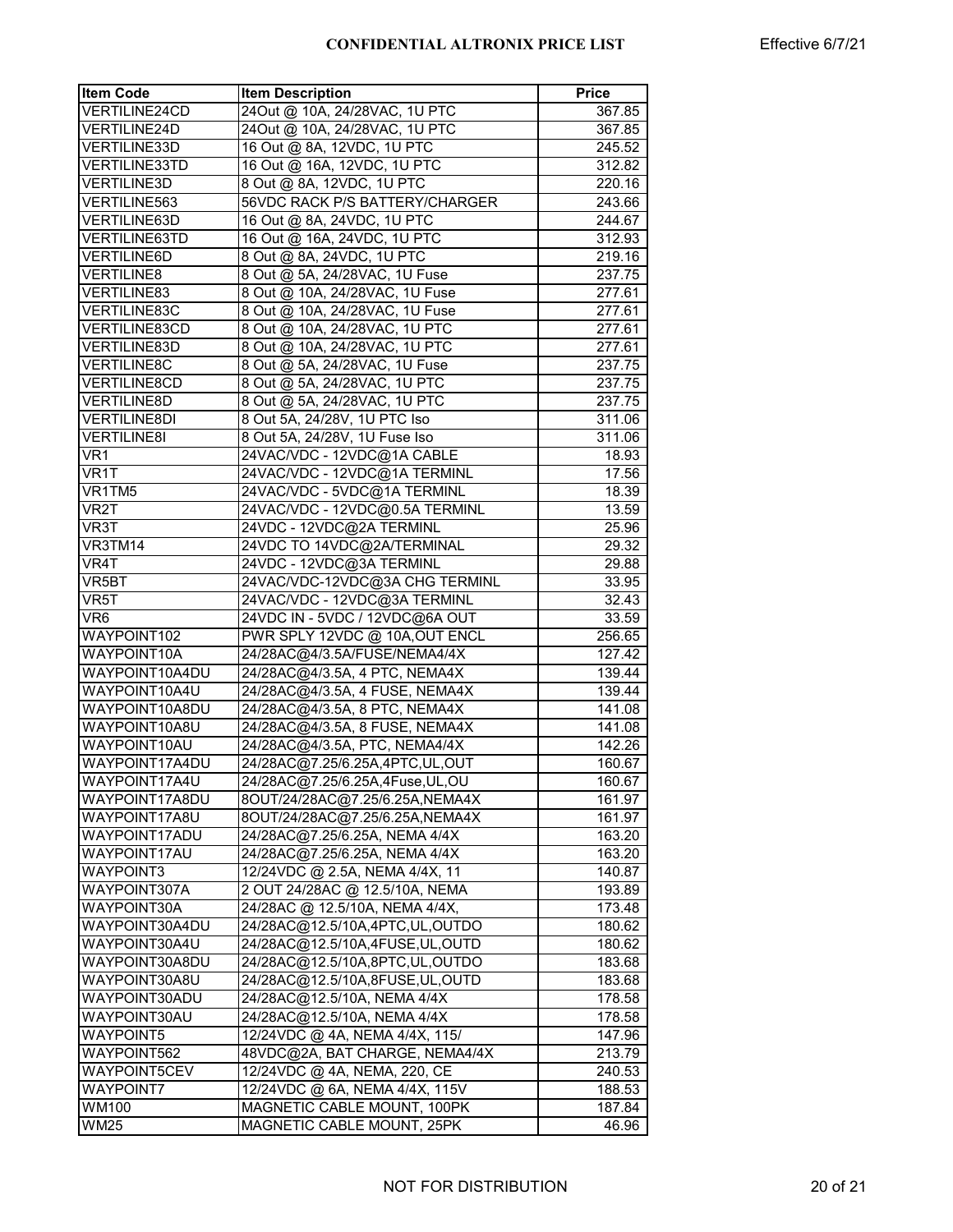| Item Code | Item Description | Price |
|---|---|---|
| VERTILINE24CD | 24Out @ 10A, 24/28VAC, 1U PTC | 367.85 |
| VERTILINE24D | 24Out @ 10A, 24/28VAC, 1U PTC | 367.85 |
| VERTILINE33D | 16 Out @ 8A, 12VDC, 1U PTC | 245.52 |
| VERTILINE33TD | 16 Out @ 16A, 12VDC, 1U PTC | 312.82 |
| VERTILINE3D | 8 Out @ 8A, 12VDC, 1U PTC | 220.16 |
| VERTILINE563 | 56VDC RACK P/S BATTERY/CHARGER | 243.66 |
| VERTILINE63D | 16 Out @ 8A, 24VDC, 1U PTC | 244.67 |
| VERTILINE63TD | 16 Out @ 16A, 24VDC, 1U PTC | 312.93 |
| VERTILINE6D | 8 Out @ 8A, 24VDC, 1U PTC | 219.16 |
| VERTILINE8 | 8 Out @ 5A, 24/28VAC, 1U Fuse | 237.75 |
| VERTILINE83 | 8 Out @ 10A, 24/28VAC, 1U Fuse | 277.61 |
| VERTILINE83C | 8 Out @ 10A, 24/28VAC, 1U Fuse | 277.61 |
| VERTILINE83CD | 8 Out @ 10A, 24/28VAC, 1U PTC | 277.61 |
| VERTILINE83D | 8 Out @ 10A, 24/28VAC, 1U PTC | 277.61 |
| VERTILINE8C | 8 Out @ 5A, 24/28VAC, 1U Fuse | 237.75 |
| VERTILINE8CD | 8 Out @ 5A, 24/28VAC, 1U PTC | 237.75 |
| VERTILINE8D | 8 Out @ 5A, 24/28VAC, 1U PTC | 237.75 |
| VERTILINE8DI | 8 Out 5A, 24/28V, 1U PTC Iso | 311.06 |
| VERTILINE8I | 8 Out 5A, 24/28V, 1U Fuse Iso | 311.06 |
| VR1 | 24VAC/VDC - 12VDC@1A CABLE | 18.93 |
| VR1T | 24VAC/VDC - 12VDC@1A TERMINL | 17.56 |
| VR1TM5 | 24VAC/VDC - 5VDC@1A TERMINL | 18.39 |
| VR2T | 24VAC/VDC - 12VDC@0.5A TERMINL | 13.59 |
| VR3T | 24VDC - 12VDC@2A TERMINL | 25.96 |
| VR3TM14 | 24VDC TO 14VDC@2A/TERMINAL | 29.32 |
| VR4T | 24VDC - 12VDC@3A TERMINL | 29.88 |
| VR5BT | 24VAC/VDC-12VDC@3A CHG TERMINL | 33.95 |
| VR5T | 24VAC/VDC - 12VDC@3A TERMINL | 32.43 |
| VR6 | 24VDC IN - 5VDC / 12VDC@6A OUT | 33.59 |
| WAYPOINT102 | PWR SPLY 12VDC @ 10A,OUT ENCL | 256.65 |
| WAYPOINT10A | 24/28AC@4/3.5A/FUSE/NEMA4/4X | 127.42 |
| WAYPOINT10A4DU | 24/28AC@4/3.5A, 4 PTC, NEMA4X | 139.44 |
| WAYPOINT10A4U | 24/28AC@4/3.5A, 4 FUSE, NEMA4X | 139.44 |
| WAYPOINT10A8DU | 24/28AC@4/3.5A, 8 PTC, NEMA4X | 141.08 |
| WAYPOINT10A8U | 24/28AC@4/3.5A, 8 FUSE, NEMA4X | 141.08 |
| WAYPOINT10AU | 24/28AC@4/3.5A, PTC, NEMA4/4X | 142.26 |
| WAYPOINT17A4DU | 24/28AC@7.25/6.25A,4PTC,UL,OUT | 160.67 |
| WAYPOINT17A4U | 24/28AC@7.25/6.25A,4Fuse,UL,OU | 160.67 |
| WAYPOINT17A8DU | 8OUT/24/28AC@7.25/6.25A,NEMA4X | 161.97 |
| WAYPOINT17A8U | 8OUT/24/28AC@7.25/6.25A,NEMA4X | 161.97 |
| WAYPOINT17ADU | 24/28AC@7.25/6.25A, NEMA 4/4X | 163.20 |
| WAYPOINT17AU | 24/28AC@7.25/6.25A, NEMA 4/4X | 163.20 |
| WAYPOINT3 | 12/24VDC @ 2.5A, NEMA 4/4X, 11 | 140.87 |
| WAYPOINT307A | 2 OUT 24/28AC @ 12.5/10A, NEMA | 193.89 |
| WAYPOINT30A | 24/28AC @ 12.5/10A, NEMA 4/4X, | 173.48 |
| WAYPOINT30A4DU | 24/28AC@12.5/10A,4PTC,UL,OUTDO | 180.62 |
| WAYPOINT30A4U | 24/28AC@12.5/10A,4FUSE,UL,OUTD | 180.62 |
| WAYPOINT30A8DU | 24/28AC@12.5/10A,8PTC,UL,OUTDO | 183.68 |
| WAYPOINT30A8U | 24/28AC@12.5/10A,8FUSE,UL,OUTD | 183.68 |
| WAYPOINT30ADU | 24/28AC@12.5/10A, NEMA 4/4X | 178.58 |
| WAYPOINT30AU | 24/28AC@12.5/10A, NEMA 4/4X | 178.58 |
| WAYPOINT5 | 12/24VDC @ 4A, NEMA 4/4X, 115/ | 147.96 |
| WAYPOINT562 | 48VDC@2A, BAT CHARGE, NEMA4/4X | 213.79 |
| WAYPOINT5CEV | 12/24VDC @ 4A, NEMA, 220, CE | 240.53 |
| WAYPOINT7 | 12/24VDC @ 6A, NEMA 4/4X, 115V | 188.53 |
| WM100 | MAGNETIC CABLE MOUNT, 100PK | 187.84 |
| WM25 | MAGNETIC CABLE MOUNT, 25PK | 46.96 |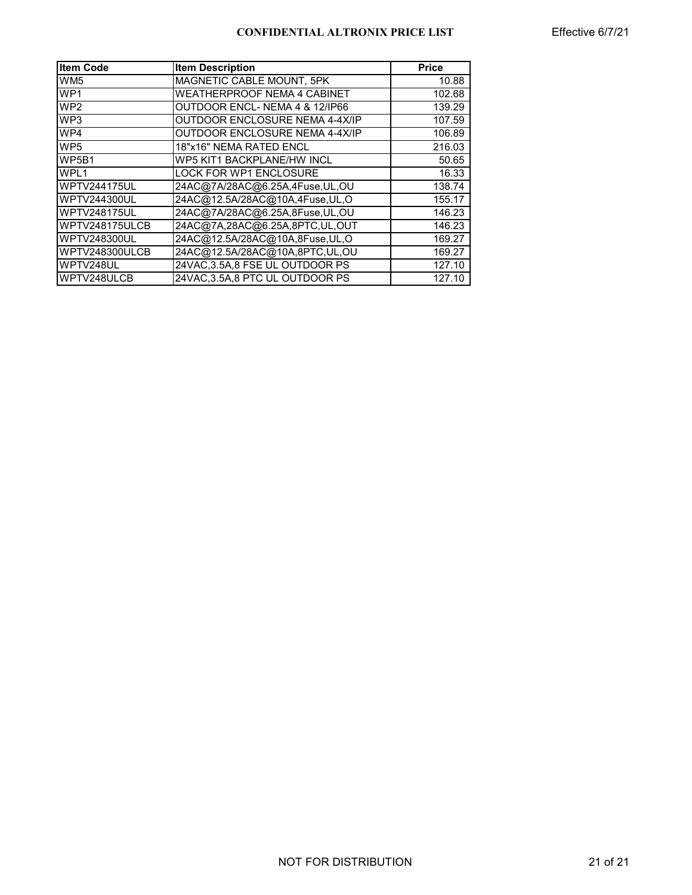| Item Code | Item Description | Price |
|---|---|---|
| WM5 | MAGNETIC CABLE MOUNT, 5PK | 10.88 |
| WP1 | WEATHERPROOF NEMA 4 CABINET | 102.68 |
| WP2 | OUTDOOR ENCL- NEMA 4 & 12/IP66 | 139.29 |
| WP3 | OUTDOOR ENCLOSURE NEMA 4-4X/IP | 107.59 |
| WP4 | OUTDOOR ENCLOSURE NEMA 4-4X/IP | 106.89 |
| WP5 | 18"x16" NEMA RATED ENCL | 216.03 |
| WP5B1 | WP5 KIT1 BACKPLANE/HW INCL | 50.65 |
| WPL1 | LOCK FOR WP1 ENCLOSURE | 16.33 |
| WPTV244175UL | 24AC@7A/28AC@6.25A,4Fuse,UL,OU | 138.74 |
| WPTV244300UL | 24AC@12.5A/28AC@10A,4Fuse,UL,O | 155.17 |
| WPTV248175UL | 24AC@7A/28AC@6.25A,8Fuse,UL,OU | 146.23 |
| WPTV248175ULCB | 24AC@7A,28AC@6.25A,8PTC,UL,OUT | 146.23 |
| WPTV248300UL | 24AC@12.5A/28AC@10A,8Fuse,UL,O | 169.27 |
| WPTV248300ULCB | 24AC@12.5A/28AC@10A,8PTC,UL,OU | 169.27 |
| WPTV248UL | 24VAC,3.5A,8 FSE UL OUTDOOR PS | 127.10 |
| WPTV248ULCB | 24VAC,3.5A,8 PTC UL OUTDOOR PS | 127.10 |